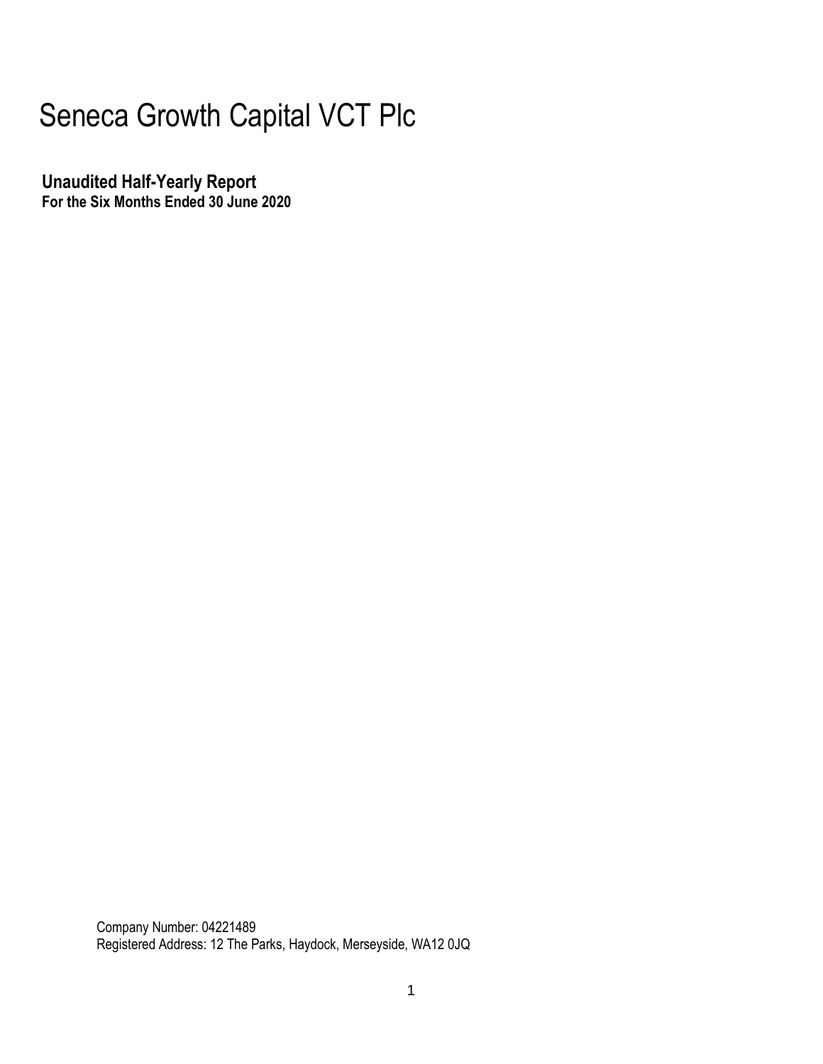# Seneca Growth Capital VCT Plc

## Unaudited Half-Yearly Report

**For the Six Months Ended 30 June 2020**

Company Number: 04221489
Registered Address: 12 The Parks, Haydock, Merseyside, WA12 0JQ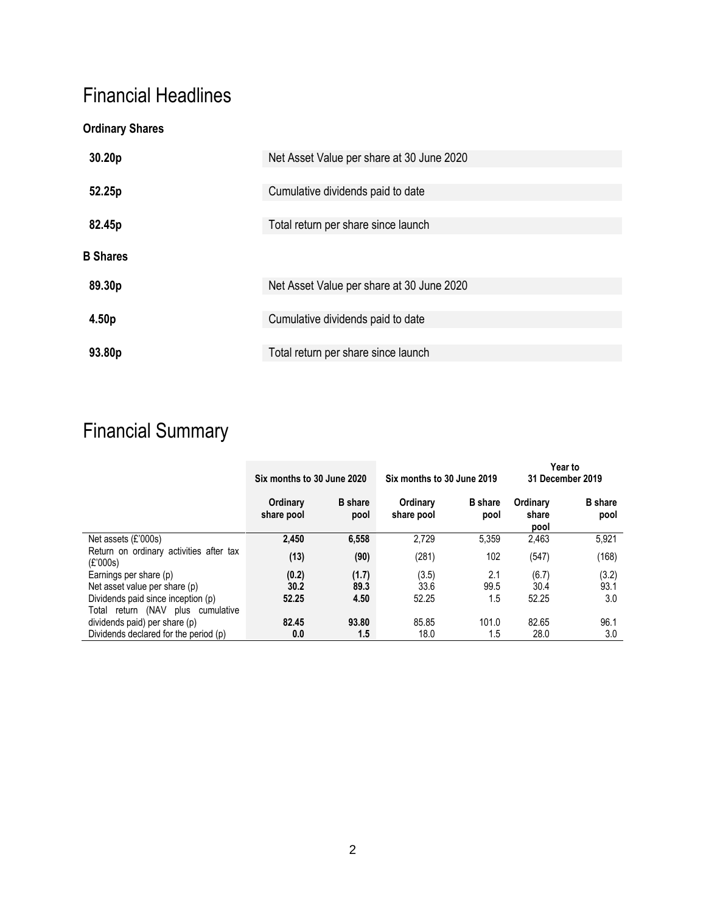# Financial Headlines

### Ordinary Shares

| | |
|---|---|
| **30.20p** | Net Asset Value per share at 30 June 2020 |
| **52.25p** | Cumulative dividends paid to date |
| **82.45p** | Total return per share since launch |

### B Shares

| | |
|---|---|
| **89.30p** | Net Asset Value per share at 30 June 2020 |
| **4.50p** | Cumulative dividends paid to date |
| **93.80p** | Total return per share since launch |

# Financial Summary

| | Six months to 30 June 2020 | | Six months to 30 June 2019 | | Year to 31 December 2019 | |
|---|---|---|---|---|---|---|
| | Ordinary share pool | B share pool | Ordinary share pool | B share pool | Ordinary share pool | B share pool |
| Net assets (£'000s) | **2,450** | **6,558** | 2,729 | 5,359 | 2,463 | 5,921 |
| Return on ordinary activities after tax (£'000s) | **(13)** | **(90)** | (281) | 102 | (547) | (168) |
| Earnings per share (p) | **(0.2)** | **(1.7)** | (3.5) | 2.1 | (6.7) | (3.2) |
| Net asset value per share (p) | **30.2** | **89.3** | 33.6 | 99.5 | 30.4 | 93.1 |
| Dividends paid since inception (p) | **52.25** | **4.50** | 52.25 | 1.5 | 52.25 | 3.0 |
| Total return (NAV plus cumulative dividends paid) per share (p) | **82.45** | **93.80** | 85.85 | 101.0 | 82.65 | 96.1 |
| Dividends declared for the period (p) | **0.0** | **1.5** | 18.0 | 1.5 | 28.0 | 3.0 |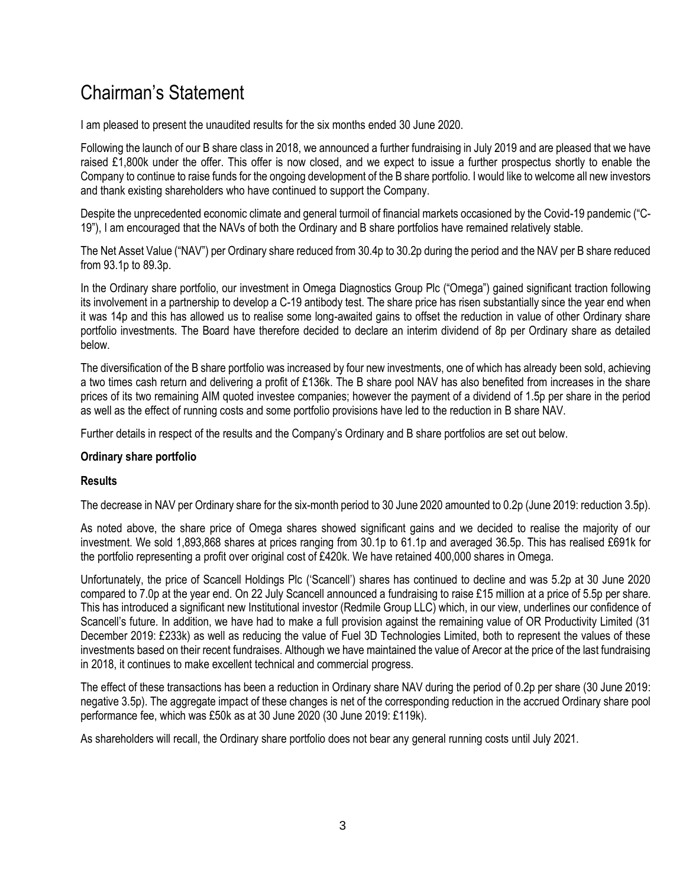# Chairman's Statement

I am pleased to present the unaudited results for the six months ended 30 June 2020.

Following the launch of our B share class in 2018, we announced a further fundraising in July 2019 and are pleased that we have raised £1,800k under the offer. This offer is now closed, and we expect to issue a further prospectus shortly to enable the Company to continue to raise funds for the ongoing development of the B share portfolio. I would like to welcome all new investors and thank existing shareholders who have continued to support the Company.

Despite the unprecedented economic climate and general turmoil of financial markets occasioned by the Covid-19 pandemic ("C-19"), I am encouraged that the NAVs of both the Ordinary and B share portfolios have remained relatively stable.

The Net Asset Value ("NAV") per Ordinary share reduced from 30.4p to 30.2p during the period and the NAV per B share reduced from 93.1p to 89.3p.

In the Ordinary share portfolio, our investment in Omega Diagnostics Group Plc ("Omega") gained significant traction following its involvement in a partnership to develop a C-19 antibody test. The share price has risen substantially since the year end when it was 14p and this has allowed us to realise some long-awaited gains to offset the reduction in value of other Ordinary share portfolio investments. The Board have therefore decided to declare an interim dividend of 8p per Ordinary share as detailed below.

The diversification of the B share portfolio was increased by four new investments, one of which has already been sold, achieving a two times cash return and delivering a profit of £136k. The B share pool NAV has also benefited from increases in the share prices of its two remaining AIM quoted investee companies; however the payment of a dividend of 1.5p per share in the period as well as the effect of running costs and some portfolio provisions have led to the reduction in B share NAV.

Further details in respect of the results and the Company's Ordinary and B share portfolios are set out below.

**Ordinary share portfolio**

**Results**

The decrease in NAV per Ordinary share for the six-month period to 30 June 2020 amounted to 0.2p (June 2019: reduction 3.5p).

As noted above, the share price of Omega shares showed significant gains and we decided to realise the majority of our investment. We sold 1,893,868 shares at prices ranging from 30.1p to 61.1p and averaged 36.5p. This has realised £691k for the portfolio representing a profit over original cost of £420k. We have retained 400,000 shares in Omega.

Unfortunately, the price of Scancell Holdings Plc ('Scancell') shares has continued to decline and was 5.2p at 30 June 2020 compared to 7.0p at the year end. On 22 July Scancell announced a fundraising to raise £15 million at a price of 5.5p per share. This has introduced a significant new Institutional investor (Redmile Group LLC) which, in our view, underlines our confidence of Scancell's future. In addition, we have had to make a full provision against the remaining value of OR Productivity Limited (31 December 2019: £233k) as well as reducing the value of Fuel 3D Technologies Limited, both to represent the values of these investments based on their recent fundraises. Although we have maintained the value of Arecor at the price of the last fundraising in 2018, it continues to make excellent technical and commercial progress.

The effect of these transactions has been a reduction in Ordinary share NAV during the period of 0.2p per share (30 June 2019: negative 3.5p). The aggregate impact of these changes is net of the corresponding reduction in the accrued Ordinary share pool performance fee, which was £50k as at 30 June 2020 (30 June 2019: £119k).

As shareholders will recall, the Ordinary share portfolio does not bear any general running costs until July 2021.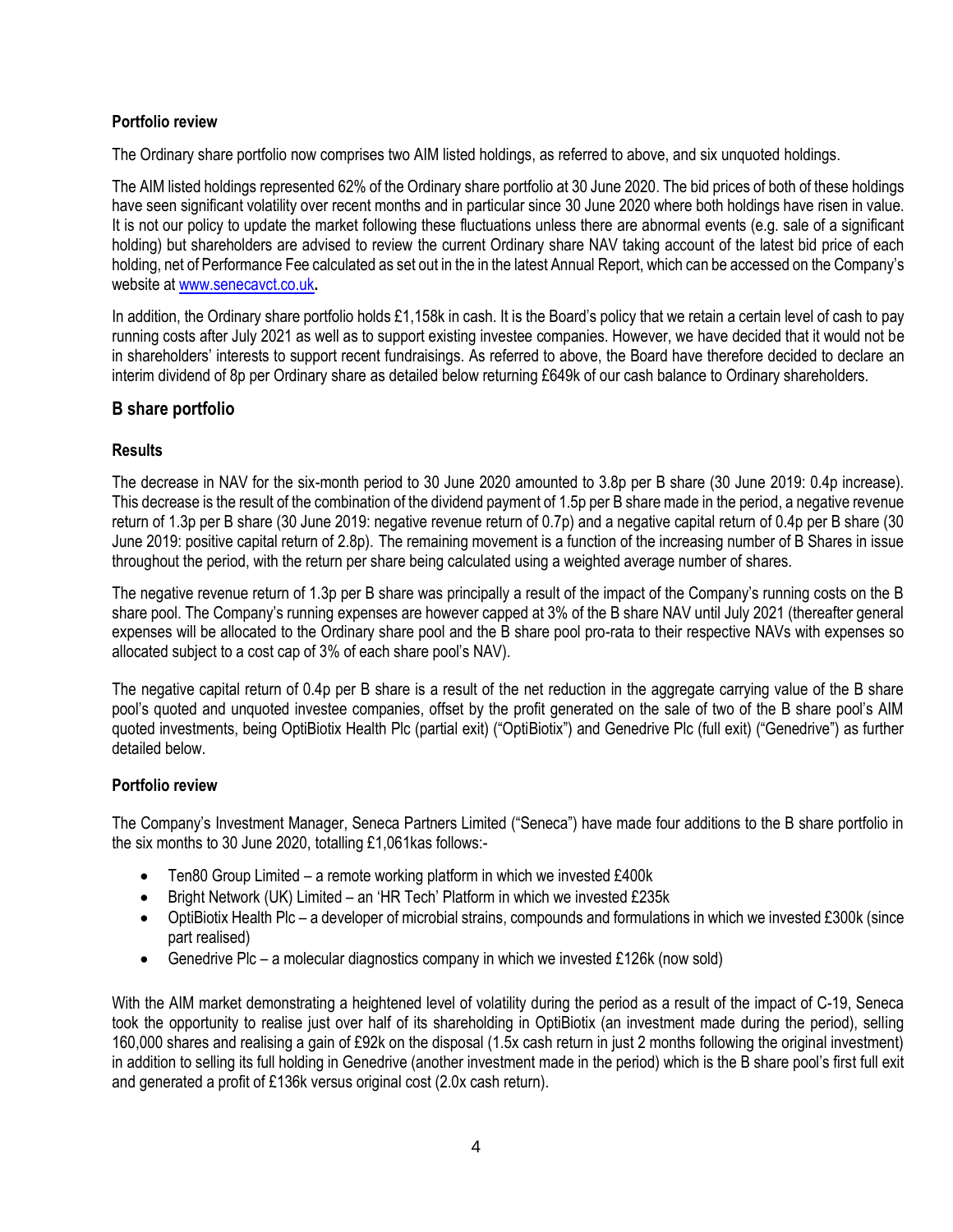**Portfolio review**

The Ordinary share portfolio now comprises two AIM listed holdings, as referred to above, and six unquoted holdings.

The AIM listed holdings represented 62% of the Ordinary share portfolio at 30 June 2020. The bid prices of both of these holdings have seen significant volatility over recent months and in particular since 30 June 2020 where both holdings have risen in value. It is not our policy to update the market following these fluctuations unless there are abnormal events (e.g. sale of a significant holding) but shareholders are advised to review the current Ordinary share NAV taking account of the latest bid price of each holding, net of Performance Fee calculated as set out in the in the latest Annual Report, which can be accessed on the Company's website at www.senecavct.co.uk**.**

In addition, the Ordinary share portfolio holds £1,158k in cash. It is the Board's policy that we retain a certain level of cash to pay running costs after July 2021 as well as to support existing investee companies. However, we have decided that it would not be in shareholders' interests to support recent fundraisings. As referred to above, the Board have therefore decided to declare an interim dividend of 8p per Ordinary share as detailed below returning £649k of our cash balance to Ordinary shareholders.

## B share portfolio

**Results**

The decrease in NAV for the six-month period to 30 June 2020 amounted to 3.8p per B share (30 June 2019: 0.4p increase). This decrease is the result of the combination of the dividend payment of 1.5p per B share made in the period, a negative revenue return of 1.3p per B share (30 June 2019: negative revenue return of 0.7p) and a negative capital return of 0.4p per B share (30 June 2019: positive capital return of 2.8p). The remaining movement is a function of the increasing number of B Shares in issue throughout the period, with the return per share being calculated using a weighted average number of shares.

The negative revenue return of 1.3p per B share was principally a result of the impact of the Company's running costs on the B share pool. The Company's running expenses are however capped at 3% of the B share NAV until July 2021 (thereafter general expenses will be allocated to the Ordinary share pool and the B share pool pro-rata to their respective NAVs with expenses so allocated subject to a cost cap of 3% of each share pool's NAV).

The negative capital return of 0.4p per B share is a result of the net reduction in the aggregate carrying value of the B share pool's quoted and unquoted investee companies, offset by the profit generated on the sale of two of the B share pool's AIM quoted investments, being OptiBiotix Health Plc (partial exit) ("OptiBiotix") and Genedrive Plc (full exit) ("Genedrive") as further detailed below.

**Portfolio review**

The Company's Investment Manager, Seneca Partners Limited ("Seneca") have made four additions to the B share portfolio in the six months to 30 June 2020, totalling £1,061kas follows:-

- Ten80 Group Limited – a remote working platform in which we invested £400k
- Bright Network (UK) Limited – an 'HR Tech' Platform in which we invested £235k
- OptiBiotix Health Plc – a developer of microbial strains, compounds and formulations in which we invested £300k (since part realised)
- Genedrive Plc – a molecular diagnostics company in which we invested £126k (now sold)

With the AIM market demonstrating a heightened level of volatility during the period as a result of the impact of C-19, Seneca took the opportunity to realise just over half of its shareholding in OptiBiotix (an investment made during the period), selling 160,000 shares and realising a gain of £92k on the disposal (1.5x cash return in just 2 months following the original investment) in addition to selling its full holding in Genedrive (another investment made in the period) which is the B share pool's first full exit and generated a profit of £136k versus original cost (2.0x cash return).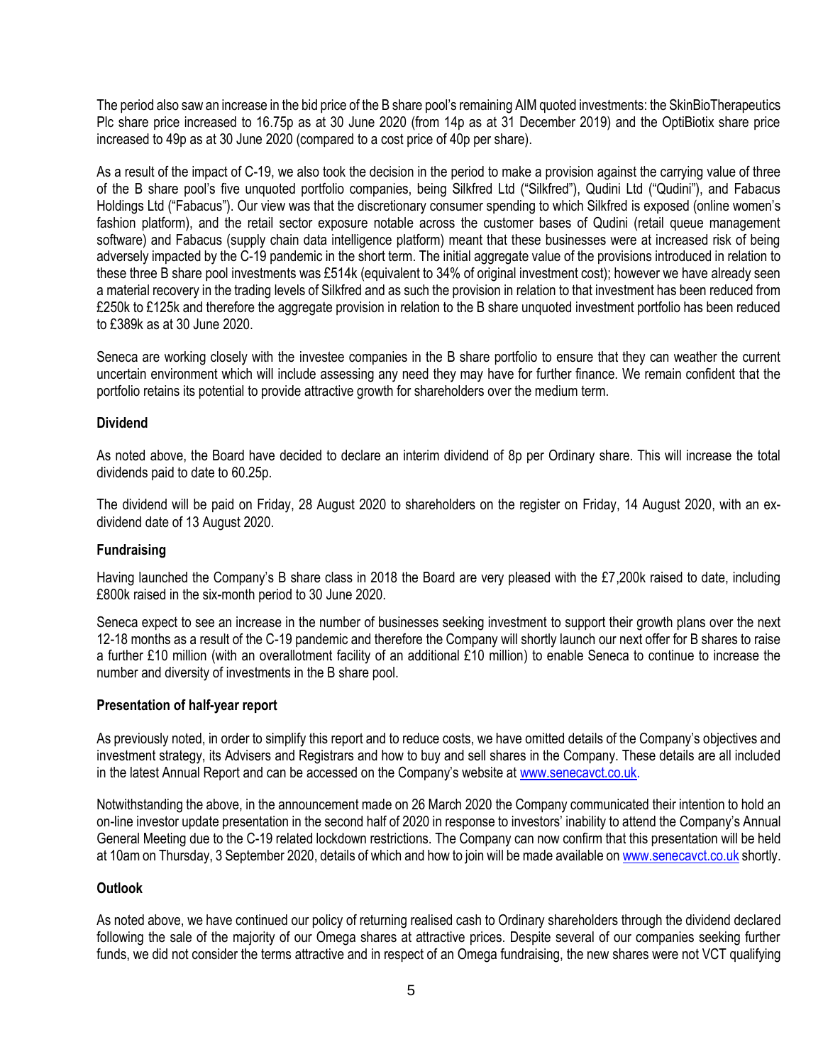The period also saw an increase in the bid price of the B share pool's remaining AIM quoted investments: the SkinBioTherapeutics Plc share price increased to 16.75p as at 30 June 2020 (from 14p as at 31 December 2019) and the OptiBiotix share price increased to 49p as at 30 June 2020 (compared to a cost price of 40p per share).

As a result of the impact of C-19, we also took the decision in the period to make a provision against the carrying value of three of the B share pool's five unquoted portfolio companies, being Silkfred Ltd ("Silkfred"), Qudini Ltd ("Qudini"), and Fabacus Holdings Ltd ("Fabacus"). Our view was that the discretionary consumer spending to which Silkfred is exposed (online women's fashion platform), and the retail sector exposure notable across the customer bases of Qudini (retail queue management software) and Fabacus (supply chain data intelligence platform) meant that these businesses were at increased risk of being adversely impacted by the C-19 pandemic in the short term. The initial aggregate value of the provisions introduced in relation to these three B share pool investments was £514k (equivalent to 34% of original investment cost); however we have already seen a material recovery in the trading levels of Silkfred and as such the provision in relation to that investment has been reduced from £250k to £125k and therefore the aggregate provision in relation to the B share unquoted investment portfolio has been reduced to £389k as at 30 June 2020.

Seneca are working closely with the investee companies in the B share portfolio to ensure that they can weather the current uncertain environment which will include assessing any need they may have for further finance. We remain confident that the portfolio retains its potential to provide attractive growth for shareholders over the medium term.

### Dividend

As noted above, the Board have decided to declare an interim dividend of 8p per Ordinary share. This will increase the total dividends paid to date to 60.25p.

The dividend will be paid on Friday, 28 August 2020 to shareholders on the register on Friday, 14 August 2020, with an ex-dividend date of 13 August 2020.

### Fundraising

Having launched the Company's B share class in 2018 the Board are very pleased with the £7,200k raised to date, including £800k raised in the six-month period to 30 June 2020.

Seneca expect to see an increase in the number of businesses seeking investment to support their growth plans over the next 12-18 months as a result of the C-19 pandemic and therefore the Company will shortly launch our next offer for B shares to raise a further £10 million (with an overallotment facility of an additional £10 million) to enable Seneca to continue to increase the number and diversity of investments in the B share pool.

### Presentation of half-year report

As previously noted, in order to simplify this report and to reduce costs, we have omitted details of the Company's objectives and investment strategy, its Advisers and Registrars and how to buy and sell shares in the Company. These details are all included in the latest Annual Report and can be accessed on the Company's website at www.senecavct.co.uk.

Notwithstanding the above, in the announcement made on 26 March 2020 the Company communicated their intention to hold an on-line investor update presentation in the second half of 2020 in response to investors' inability to attend the Company's Annual General Meeting due to the C-19 related lockdown restrictions. The Company can now confirm that this presentation will be held at 10am on Thursday, 3 September 2020, details of which and how to join will be made available on www.senecavct.co.uk shortly.

### Outlook

As noted above, we have continued our policy of returning realised cash to Ordinary shareholders through the dividend declared following the sale of the majority of our Omega shares at attractive prices. Despite several of our companies seeking further funds, we did not consider the terms attractive and in respect of an Omega fundraising, the new shares were not VCT qualifying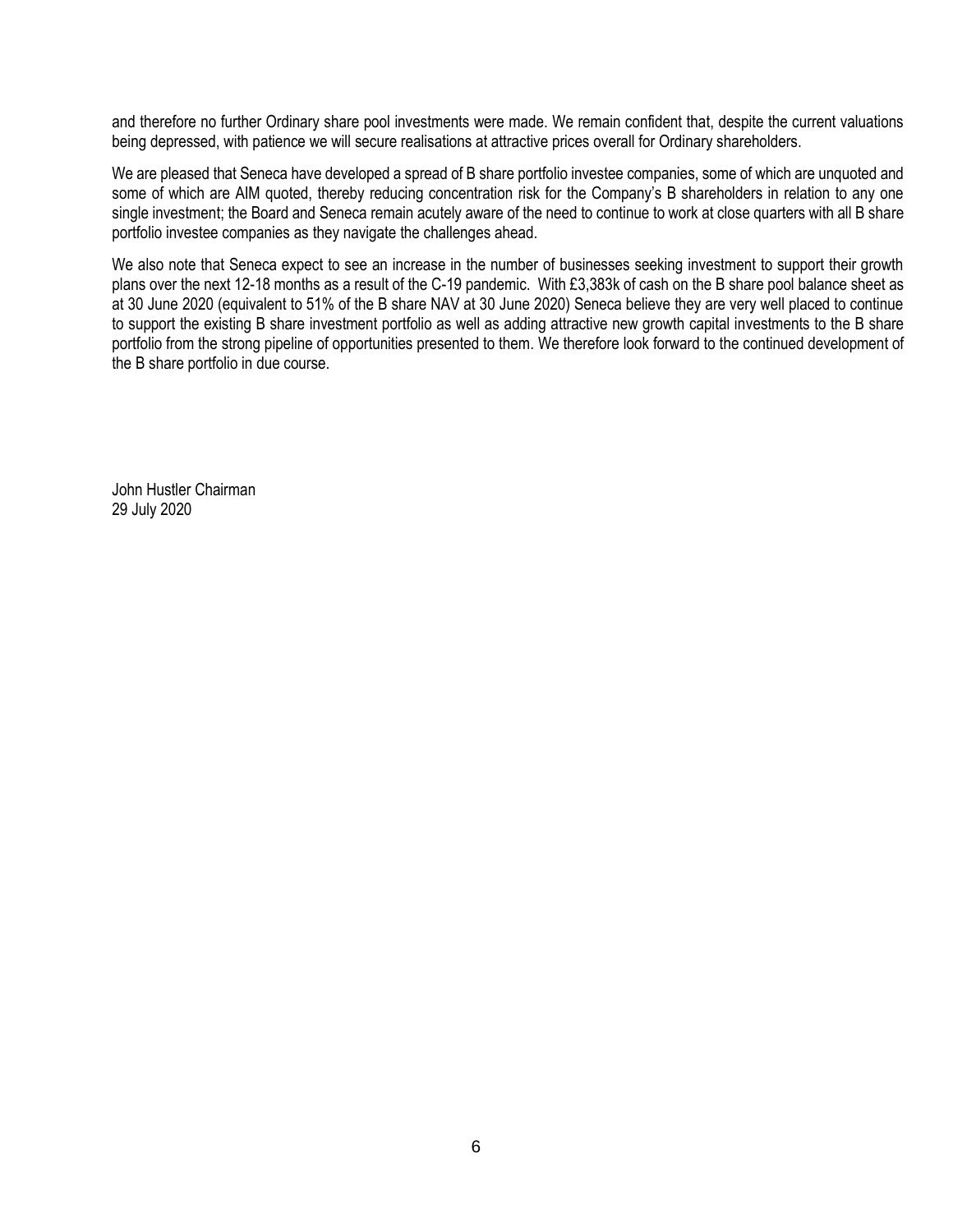and therefore no further Ordinary share pool investments were made. We remain confident that, despite the current valuations being depressed, with patience we will secure realisations at attractive prices overall for Ordinary shareholders.

We are pleased that Seneca have developed a spread of B share portfolio investee companies, some of which are unquoted and some of which are AIM quoted, thereby reducing concentration risk for the Company's B shareholders in relation to any one single investment; the Board and Seneca remain acutely aware of the need to continue to work at close quarters with all B share portfolio investee companies as they navigate the challenges ahead.

We also note that Seneca expect to see an increase in the number of businesses seeking investment to support their growth plans over the next 12-18 months as a result of the C-19 pandemic. With £3,383k of cash on the B share pool balance sheet as at 30 June 2020 (equivalent to 51% of the B share NAV at 30 June 2020) Seneca believe they are very well placed to continue to support the existing B share investment portfolio as well as adding attractive new growth capital investments to the B share portfolio from the strong pipeline of opportunities presented to them. We therefore look forward to the continued development of the B share portfolio in due course.

John Hustler Chairman
29 July 2020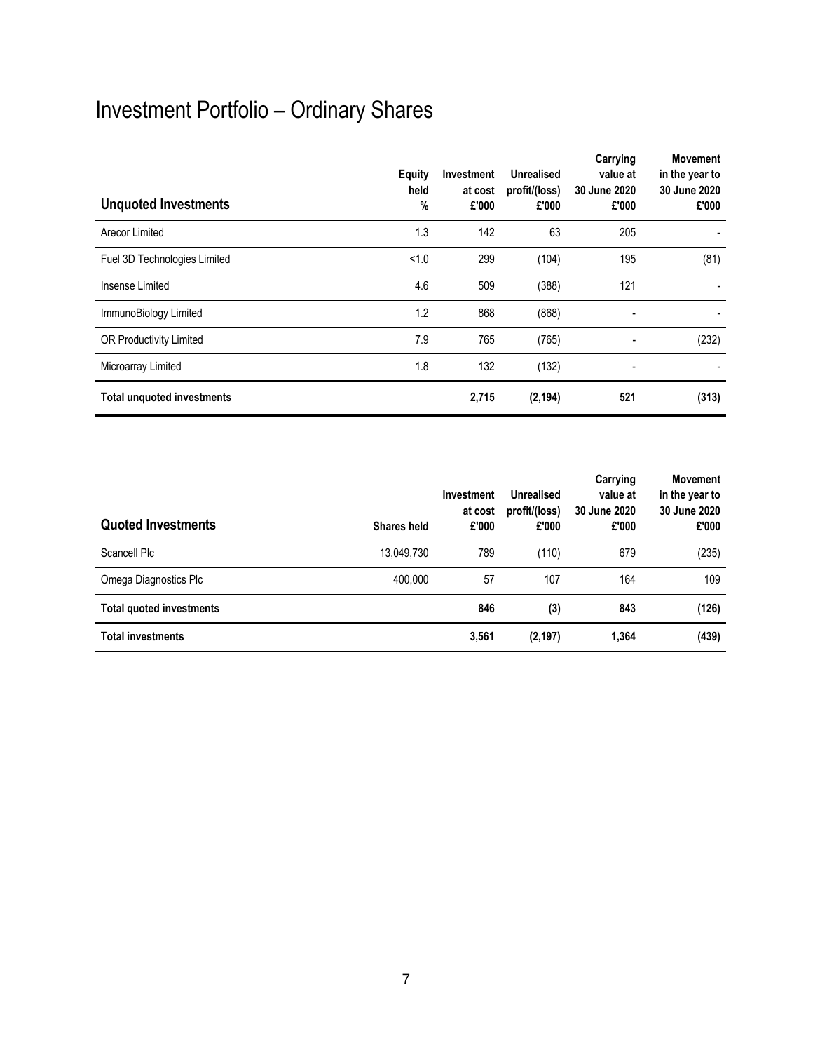# Investment Portfolio – Ordinary Shares

| Unquoted Investments | Equity held % | Investment at cost £'000 | Unrealised profit/(loss) £'000 | Carrying value at 30 June 2020 £'000 | Movement in the year to 30 June 2020 £'000 |
|---|---|---|---|---|---|
| Arecor Limited | 1.3 | 142 | 63 | 205 | - |
| Fuel 3D Technologies Limited | <1.0 | 299 | (104) | 195 | (81) |
| Insense Limited | 4.6 | 509 | (388) | 121 | - |
| ImmunoBiology Limited | 1.2 | 868 | (868) | - | - |
| OR Productivity Limited | 7.9 | 765 | (765) | - | (232) |
| Microarray Limited | 1.8 | 132 | (132) | - | - |
| **Total unquoted investments** | | **2,715** | **(2,194)** | **521** | **(313)** |

| Quoted Investments | Shares held | Investment at cost £'000 | Unrealised profit/(loss) £'000 | Carrying value at 30 June 2020 £'000 | Movement in the year to 30 June 2020 £'000 |
|---|---|---|---|---|---|
| Scancell Plc | 13,049,730 | 789 | (110) | 679 | (235) |
| Omega Diagnostics Plc | 400,000 | 57 | 107 | 164 | 109 |
| **Total quoted investments** | | **846** | **(3)** | **843** | **(126)** |
| **Total investments** | | **3,561** | **(2,197)** | **1,364** | **(439)** |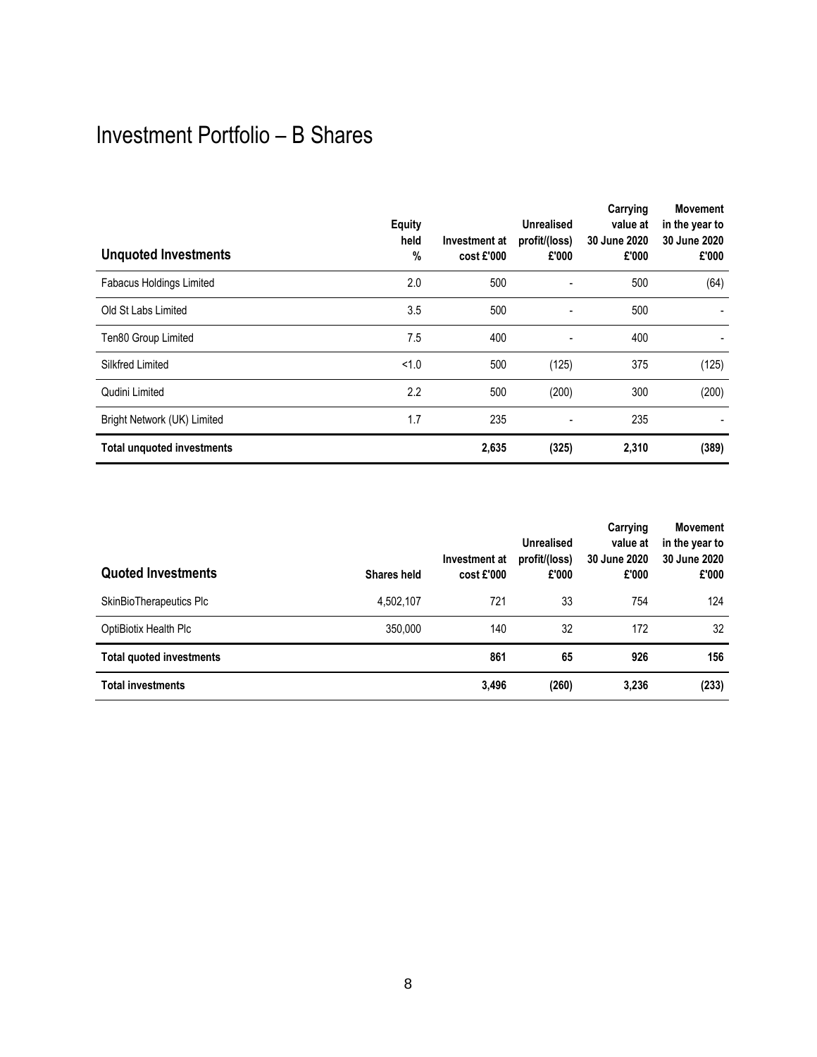# Investment Portfolio – B Shares

| Unquoted Investments | Equity held % | Investment at cost £'000 | Unrealised profit/(loss) £'000 | Carrying value at 30 June 2020 £'000 | Movement in the year to 30 June 2020 £'000 |
|---|---|---|---|---|---|
| Fabacus Holdings Limited | 2.0 | 500 | - | 500 | (64) |
| Old St Labs Limited | 3.5 | 500 | - | 500 | - |
| Ten80 Group Limited | 7.5 | 400 | - | 400 | - |
| Silkfred Limited | <1.0 | 500 | (125) | 375 | (125) |
| Qudini Limited | 2.2 | 500 | (200) | 300 | (200) |
| Bright Network (UK) Limited | 1.7 | 235 | - | 235 | - |
| **Total unquoted investments** | | **2,635** | **(325)** | **2,310** | **(389)** |

| Quoted Investments | Shares held | Investment at cost £'000 | Unrealised profit/(loss) £'000 | Carrying value at 30 June 2020 £'000 | Movement in the year to 30 June 2020 £'000 |
|---|---|---|---|---|---|
| SkinBioTherapeutics Plc | 4,502,107 | 721 | 33 | 754 | 124 |
| OptiBiotix Health Plc | 350,000 | 140 | 32 | 172 | 32 |
| **Total quoted investments** | | **861** | **65** | **926** | **156** |
| **Total investments** | | **3,496** | **(260)** | **3,236** | **(233)** |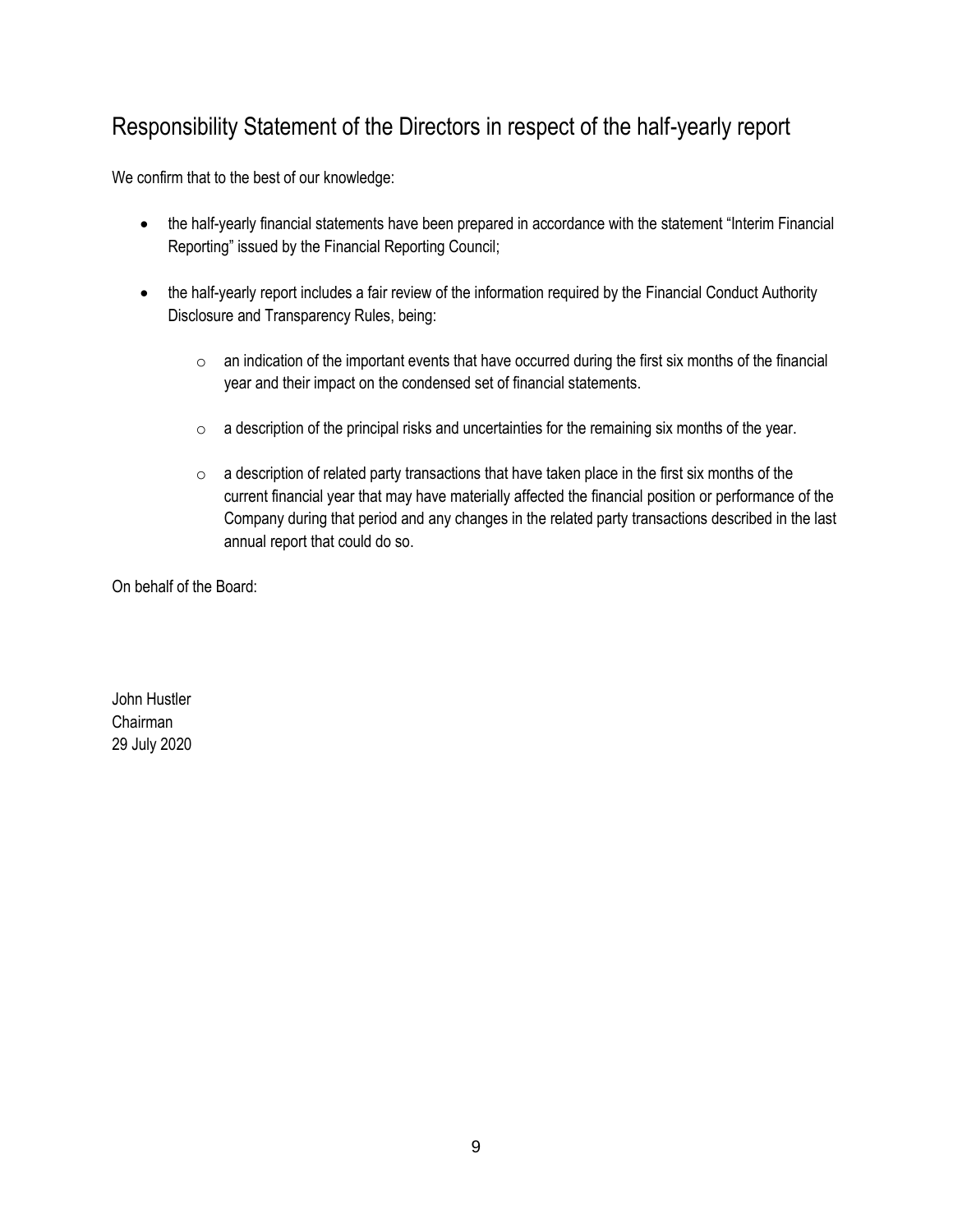# Responsibility Statement of the Directors in respect of the half-yearly report

We confirm that to the best of our knowledge:

- the half-yearly financial statements have been prepared in accordance with the statement "Interim Financial Reporting" issued by the Financial Reporting Council;

- the half-yearly report includes a fair review of the information required by the Financial Conduct Authority Disclosure and Transparency Rules, being:

    - an indication of the important events that have occurred during the first six months of the financial year and their impact on the condensed set of financial statements.

    - a description of the principal risks and uncertainties for the remaining six months of the year.

    - a description of related party transactions that have taken place in the first six months of the current financial year that may have materially affected the financial position or performance of the Company during that period and any changes in the related party transactions described in the last annual report that could do so.

On behalf of the Board:

John Hustler  
Chairman  
29 July 2020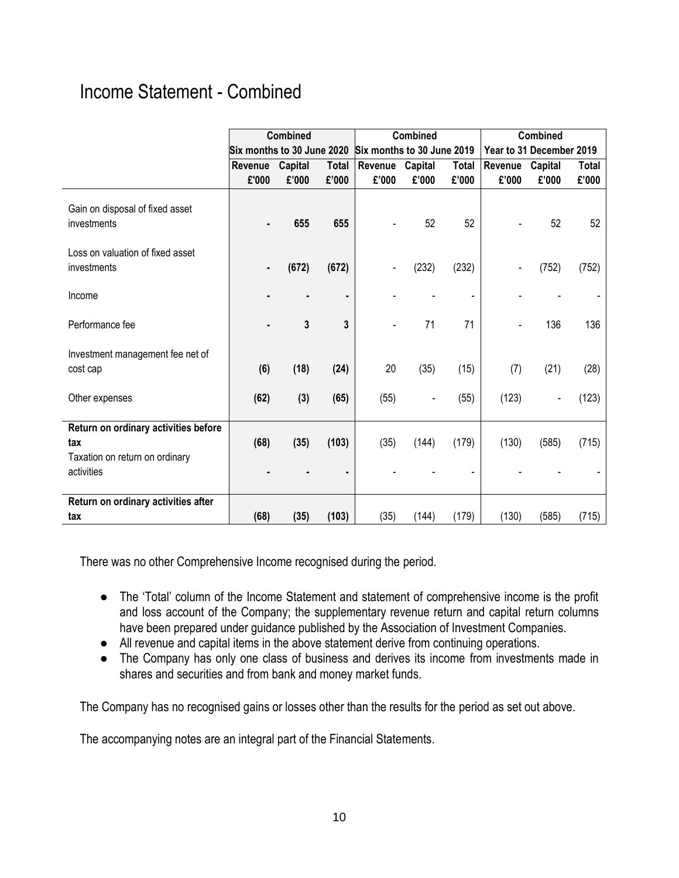# Income Statement - Combined

| | Combined | | | Combined | | | Combined | | |
|---|---|---|---|---|---|---|---|---|---|
| | Six months to 30 June 2020 | | | Six months to 30 June 2019 | | | Year to 31 December 2019 | | |
| | Revenue | Capital | Total | Revenue | Capital | Total | Revenue | Capital | Total |
| | £'000 | £'000 | £'000 | £'000 | £'000 | £'000 | £'000 | £'000 | £'000 |
| Gain on disposal of fixed asset investments | **-** | **655** | **655** | - | 52 | 52 | - | 52 | 52 |
| Loss on valuation of fixed asset investments | **-** | **(672)** | **(672)** | - | (232) | (232) | - | (752) | (752) |
| Income | **-** | **-** | **-** | - | - | - | - | - | - |
| Performance fee | **-** | **3** | **3** | - | 71 | 71 | - | 136 | 136 |
| Investment management fee net of cost cap | **(6)** | **(18)** | **(24)** | 20 | (35) | (15) | (7) | (21) | (28) |
| Other expenses | **(62)** | **(3)** | **(65)** | (55) | - | (55) | (123) | - | (123) |
| **Return on ordinary activities before tax** | **(68)** | **(35)** | **(103)** | (35) | (144) | (179) | (130) | (585) | (715) |
| Taxation on return on ordinary activities | **-** | **-** | **-** | - | - | - | - | - | - |
| **Return on ordinary activities after tax** | **(68)** | **(35)** | **(103)** | (35) | (144) | (179) | (130) | (585) | (715) |

There was no other Comprehensive Income recognised during the period.

- The 'Total' column of the Income Statement and statement of comprehensive income is the profit and loss account of the Company; the supplementary revenue return and capital return columns have been prepared under guidance published by the Association of Investment Companies.
- All revenue and capital items in the above statement derive from continuing operations.
- The Company has only one class of business and derives its income from investments made in shares and securities and from bank and money market funds.

The Company has no recognised gains or losses other than the results for the period as set out above.

The accompanying notes are an integral part of the Financial Statements.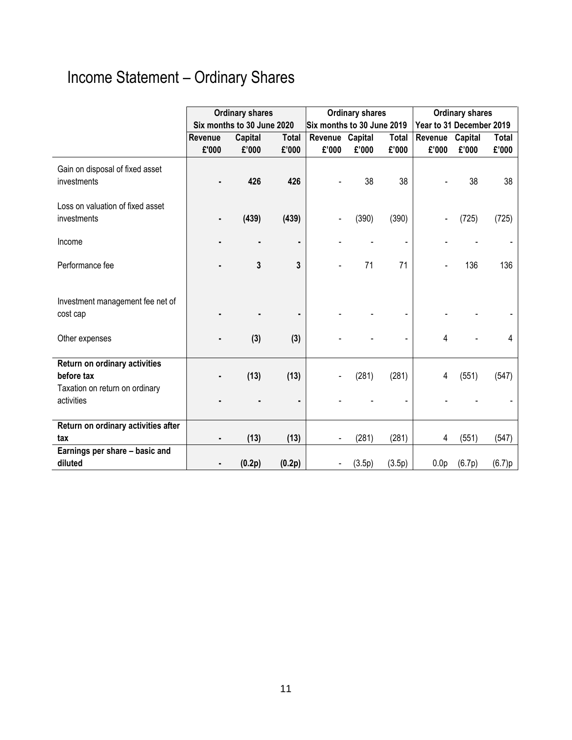# Income Statement – Ordinary Shares

| | Ordinary shares Six months to 30 June 2020 | | | Ordinary shares Six months to 30 June 2019 | | | Ordinary shares Year to 31 December 2019 | | |
|---|---|---|---|---|---|---|---|---|---|
| | Revenue £'000 | Capital £'000 | Total £'000 | Revenue £'000 | Capital £'000 | Total £'000 | Revenue £'000 | Capital £'000 | Total £'000 |
| Gain on disposal of fixed asset investments | - | **426** | **426** | - | 38 | 38 | - | 38 | 38 |
| Loss on valuation of fixed asset investments | - | **(439)** | **(439)** | - | (390) | (390) | - | (725) | (725) |
| Income | - | - | - | - | - | - | - | - | - |
| Performance fee | - | **3** | **3** | - | 71 | 71 | - | 136 | 136 |
| Investment management fee net of cost cap | - | - | - | - | - | - | - | - | - |
| Other expenses | - | **(3)** | **(3)** | - | - | - | 4 | - | 4 |
| **Return on ordinary activities before tax** | - | **(13)** | **(13)** | - | (281) | (281) | 4 | (551) | (547) |
| Taxation on return on ordinary activities | - | - | - | - | - | - | - | - | - |
| **Return on ordinary activities after tax** | - | **(13)** | **(13)** | - | (281) | (281) | 4 | (551) | (547) |
| **Earnings per share – basic and diluted** | - | **(0.2p)** | **(0.2p)** | - | (3.5p) | (3.5p) | 0.0p | (6.7p) | (6.7)p |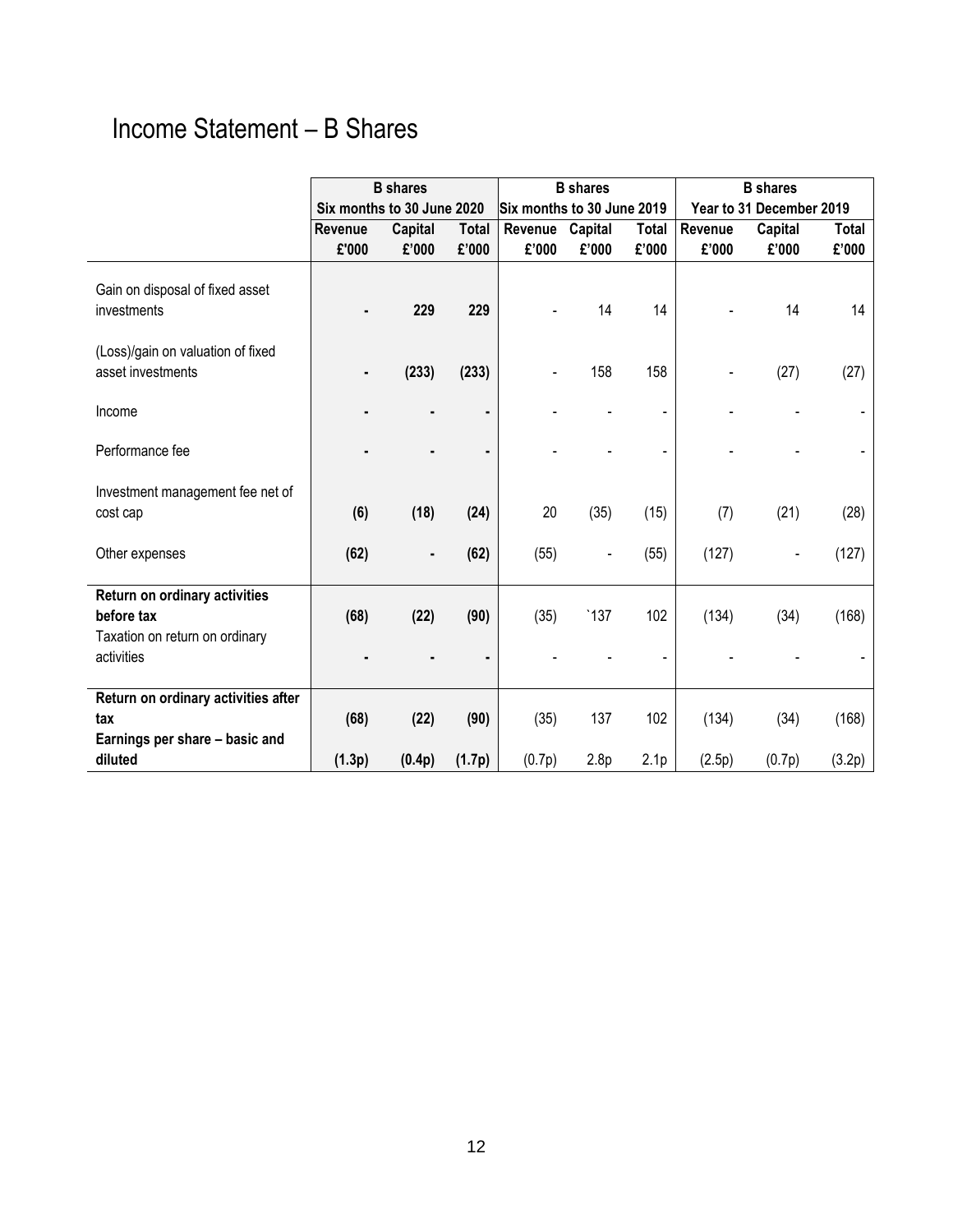# Income Statement – B Shares

| | B shares | | | B shares | | | B shares | | |
|---|---|---|---|---|---|---|---|---|---|
| | Six months to 30 June 2020 | | | Six months to 30 June 2019 | | | Year to 31 December 2019 | | |
| | Revenue £'000 | Capital £'000 | Total £'000 | Revenue £'000 | Capital £'000 | Total £'000 | Revenue £'000 | Capital £'000 | Total £'000 |
| Gain on disposal of fixed asset investments | **-** | **229** | **229** | - | 14 | 14 | - | 14 | 14 |
| (Loss)/gain on valuation of fixed asset investments | **-** | **(233)** | **(233)** | - | 158 | 158 | - | (27) | (27) |
| Income | **-** | **-** | **-** | - | - | - | - | - | - |
| Performance fee | **-** | **-** | **-** | - | - | - | - | - | - |
| Investment management fee net of cost cap | **(6)** | **(18)** | **(24)** | 20 | (35) | (15) | (7) | (21) | (28) |
| Other expenses | **(62)** | **-** | **(62)** | (55) | - | (55) | (127) | - | (127) |
| **Return on ordinary activities before tax** | **(68)** | **(22)** | **(90)** | (35) | `137 | 102 | (134) | (34) | (168) |
| Taxation on return on ordinary activities | **-** | **-** | **-** | - | - | - | - | - | - |
| **Return on ordinary activities after tax** | **(68)** | **(22)** | **(90)** | (35) | 137 | 102 | (134) | (34) | (168) |
| **Earnings per share – basic and diluted** | **(1.3p)** | **(0.4p)** | **(1.7p)** | (0.7p) | 2.8p | 2.1p | (2.5p) | (0.7p) | (3.2p) |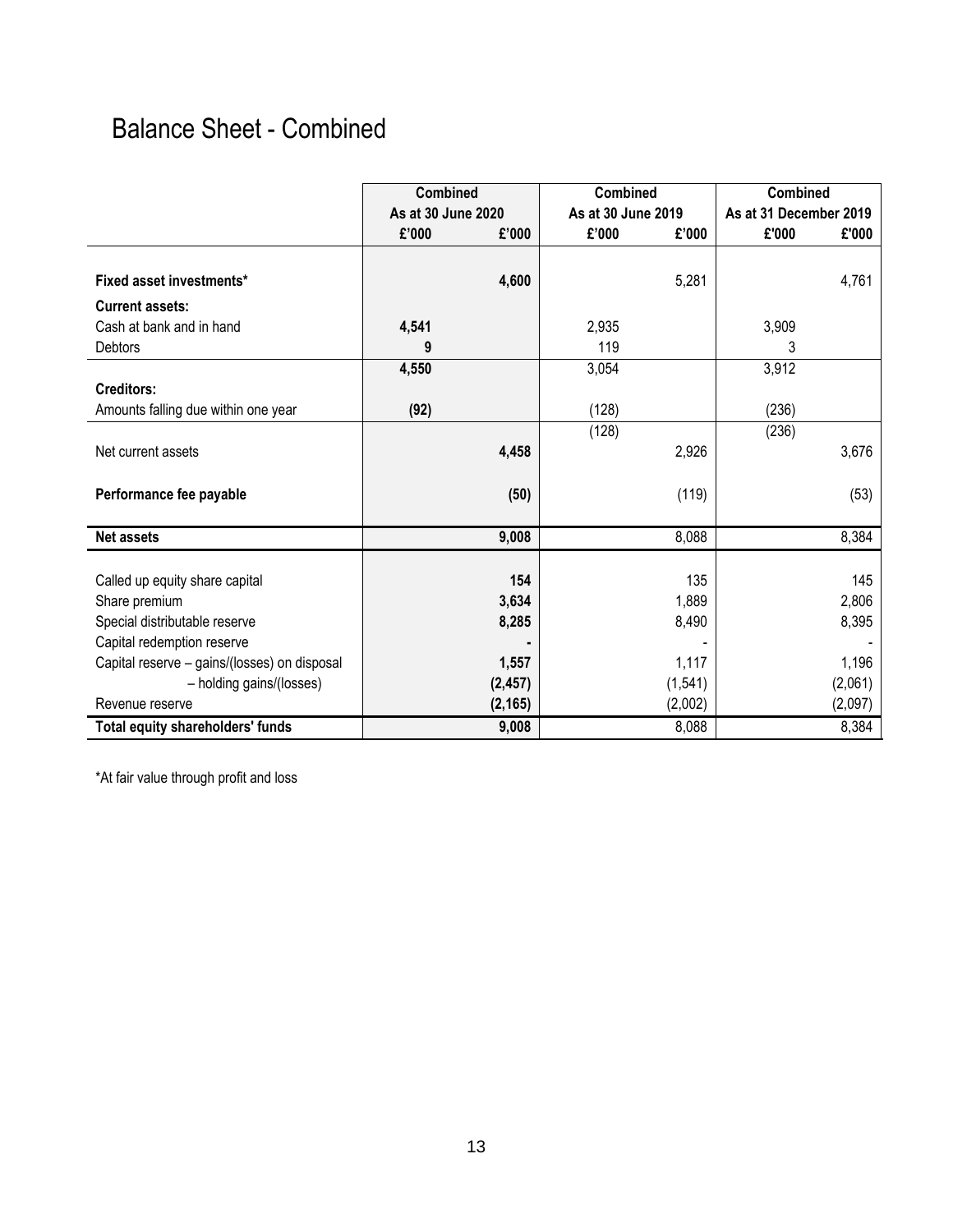# Balance Sheet - Combined

| | Combined | | Combined | | Combined | |
|---|---|---|---|---|---|---|
| | As at 30 June 2020 | | As at 30 June 2019 | | As at 31 December 2019 | |
| | £'000 | £'000 | £'000 | £'000 | £'000 | £'000 |
| **Fixed asset investments*** | | **4,600** | | 5,281 | | 4,761 |
| **Current assets:** | | | | | | |
| Cash at bank and in hand | **4,541** | | 2,935 | | 3,909 | |
| Debtors | **9** | | 119 | | 3 | |
| | **4,550** | | 3,054 | | 3,912 | |
| **Creditors:** | | | | | | |
| Amounts falling due within one year | **(92)** | | (128) | | (236) | |
| | | | (128) | | (236) | |
| Net current assets | | **4,458** | | 2,926 | | 3,676 |
| **Performance fee payable** | | **(50)** | | (119) | | (53) |
| **Net assets** | | **9,008** | | 8,088 | | 8,384 |
| Called up equity share capital | | **154** | | 135 | | 145 |
| Share premium | | **3,634** | | 1,889 | | 2,806 |
| Special distributable reserve | | **8,285** | | 8,490 | | 8,395 |
| Capital redemption reserve | | **-** | | - | | - |
| Capital reserve – gains/(losses) on disposal | | **1,557** | | 1,117 | | 1,196 |
| – holding gains/(losses) | | **(2,457)** | | (1,541) | | (2,061) |
| Revenue reserve | | **(2,165)** | | (2,002) | | (2,097) |
| **Total equity shareholders' funds** | | **9,008** | | 8,088 | | 8,384 |

*At fair value through profit and loss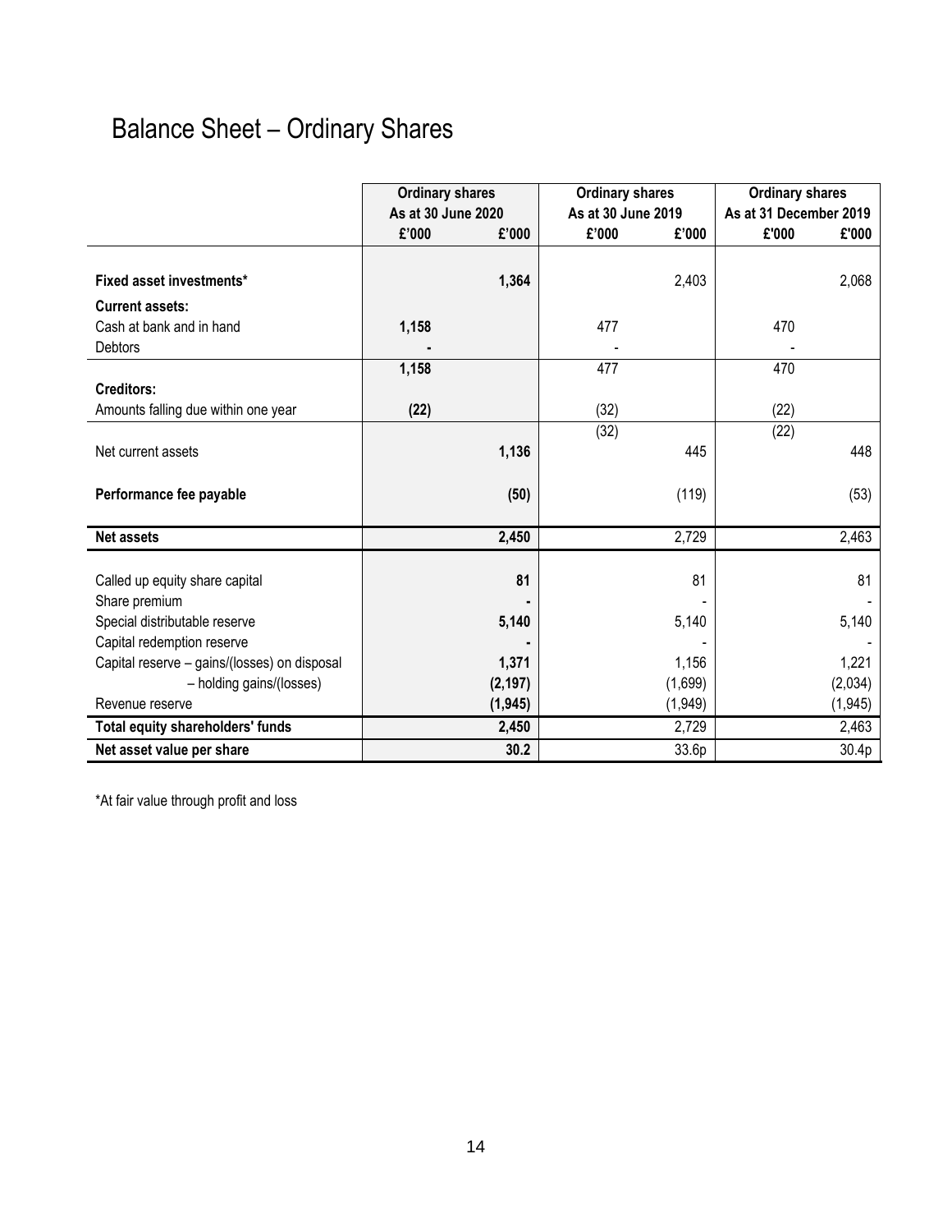# Balance Sheet – Ordinary Shares

| | Ordinary shares As at 30 June 2020 | | Ordinary shares As at 30 June 2019 | | Ordinary shares As at 31 December 2019 | |
|---|---|---|---|---|---|---|
| | £'000 | £'000 | £'000 | £'000 | £'000 | £'000 |
| **Fixed asset investments*** | | **1,364** | | 2,403 | | 2,068 |
| **Current assets:** | | | | | | |
| Cash at bank and in hand | **1,158** | | 477 | | 470 | |
| Debtors | **-** | | - | | - | |
| | **1,158** | | 477 | | 470 | |
| **Creditors:** | | | | | | |
| Amounts falling due within one year | **(22)** | | (32) | | (22) | |
| | | | (32) | | (22) | |
| Net current assets | | **1,136** | | 445 | | 448 |
| **Performance fee payable** | | **(50)** | | (119) | | (53) |
| **Net assets** | | **2,450** | | 2,729 | | 2,463 |
| Called up equity share capital | | **81** | | 81 | | 81 |
| Share premium | | **-** | | - | | - |
| Special distributable reserve | | **5,140** | | 5,140 | | 5,140 |
| Capital redemption reserve | | **-** | | - | | - |
| Capital reserve – gains/(losses) on disposal | | **1,371** | | 1,156 | | 1,221 |
| – holding gains/(losses) | | **(2,197)** | | (1,699) | | (2,034) |
| Revenue reserve | | **(1,945)** | | (1,949) | | (1,945) |
| **Total equity shareholders' funds** | | **2,450** | | 2,729 | | 2,463 |
| **Net asset value per share** | | **30.2** | | 33.6p | | 30.4p |

*At fair value through profit and loss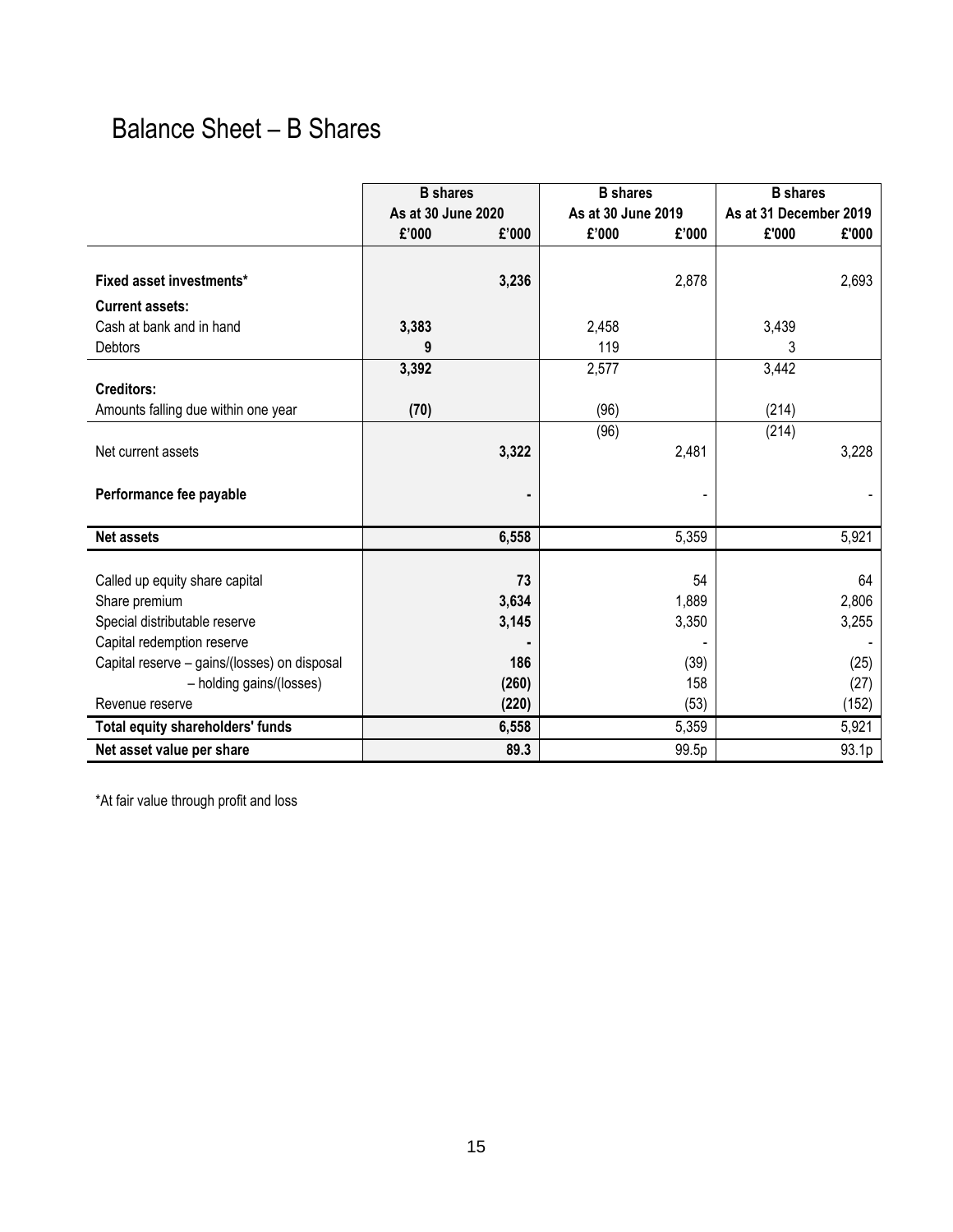# Balance Sheet – B Shares

| | B shares | | B shares | | B shares | |
|---|---|---|---|---|---|---|
| | As at 30 June 2020 | | As at 30 June 2019 | | As at 31 December 2019 | |
| | £'000 | £'000 | £'000 | £'000 | £'000 | £'000 |
| **Fixed asset investments*** | | **3,236** | | 2,878 | | 2,693 |
| **Current assets:** | | | | | | |
| Cash at bank and in hand | **3,383** | | 2,458 | | 3,439 | |
| Debtors | **9** | | 119 | | 3 | |
| | **3,392** | | 2,577 | | 3,442 | |
| **Creditors:** | | | | | | |
| Amounts falling due within one year | **(70)** | | (96) | | (214) | |
| | | | (96) | | (214) | |
| Net current assets | | **3,322** | | 2,481 | | 3,228 |
| **Performance fee payable** | | **-** | | - | | - |
| **Net assets** | | **6,558** | | 5,359 | | 5,921 |
| Called up equity share capital | | **73** | | 54 | | 64 |
| Share premium | | **3,634** | | 1,889 | | 2,806 |
| Special distributable reserve | | **3,145** | | 3,350 | | 3,255 |
| Capital redemption reserve | | **-** | | - | | - |
| Capital reserve – gains/(losses) on disposal | | **186** | | (39) | | (25) |
| – holding gains/(losses) | | **(260)** | | 158 | | (27) |
| Revenue reserve | | **(220)** | | (53) | | (152) |
| **Total equity shareholders' funds** | | **6,558** | | 5,359 | | 5,921 |
| **Net asset value per share** | | **89.3** | | 99.5p | | 93.1p |

*At fair value through profit and loss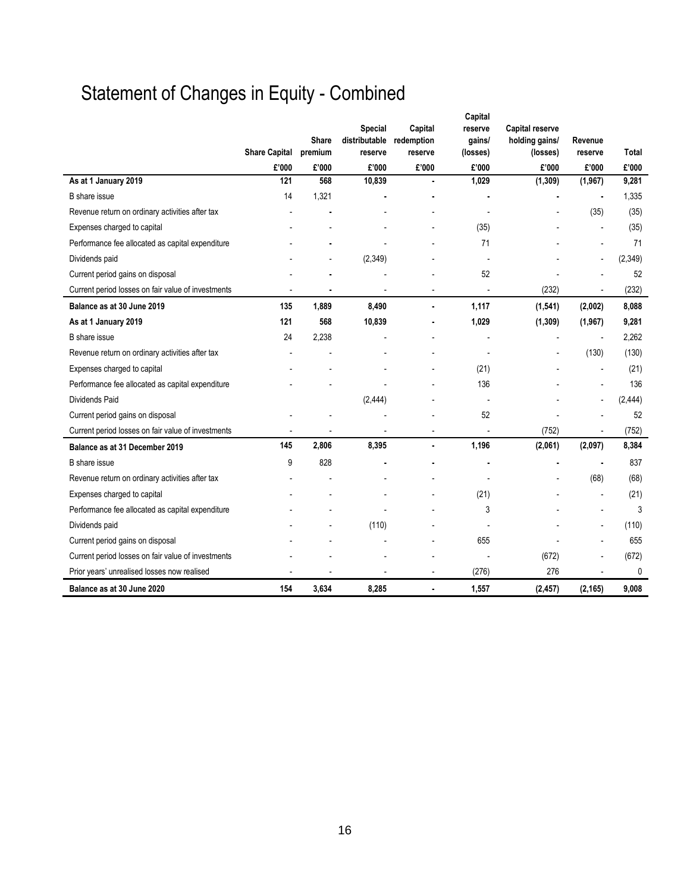# Statement of Changes in Equity - Combined

| | Share Capital | Share premium | Special distributable reserve | Capital redemption reserve | Capital reserve gains/ (losses) | Capital reserve holding gains/ (losses) | Revenue reserve | Total |
|---|---|---|---|---|---|---|---|---|
| | £'000 | £'000 | £'000 | £'000 | £'000 | £'000 | £'000 | £'000 |
| **As at 1 January 2019** | **121** | **568** | **10,839** | **-** | **1,029** | **(1,309)** | **(1,967)** | **9,281** |
| B share issue | 14 | 1,321 | - | - | - | - | - | 1,335 |
| Revenue return on ordinary activities after tax | - | - | - | - | - | - | (35) | (35) |
| Expenses charged to capital | - | - | - | - | (35) | - | - | (35) |
| Performance fee allocated as capital expenditure | - | - | - | - | 71 | - | - | 71 |
| Dividends paid | - | - | (2,349) | - | - | - | - | (2,349) |
| Current period gains on disposal | - | - | - | - | 52 | - | - | 52 |
| Current period losses on fair value of investments | - | - | - | - | - | (232) | - | (232) |
| **Balance as at 30 June 2019** | **135** | **1,889** | **8,490** | **-** | **1,117** | **(1,541)** | **(2,002)** | **8,088** |
| **As at 1 January 2019** | **121** | **568** | **10,839** | **-** | **1,029** | **(1,309)** | **(1,967)** | **9,281** |
| B share issue | 24 | 2,238 | - | - | - | - | - | 2,262 |
| Revenue return on ordinary activities after tax | - | - | - | - | - | - | (130) | (130) |
| Expenses charged to capital | - | - | - | - | (21) | - | - | (21) |
| Performance fee allocated as capital expenditure | - | - | - | - | 136 | - | - | 136 |
| Dividends Paid | | | (2,444) | - | - | - | - | (2,444) |
| Current period gains on disposal | - | - | - | - | 52 | - | - | 52 |
| Current period losses on fair value of investments | - | - | - | - | - | (752) | - | (752) |
| **Balance as at 31 December 2019** | **145** | **2,806** | **8,395** | **-** | **1,196** | **(2,061)** | **(2,097)** | **8,384** |
| B share issue | 9 | 828 | - | - | - | - | - | 837 |
| Revenue return on ordinary activities after tax | - | - | - | - | - | - | (68) | (68) |
| Expenses charged to capital | - | - | - | - | (21) | - | - | (21) |
| Performance fee allocated as capital expenditure | - | - | - | - | 3 | - | - | 3 |
| Dividends paid | - | - | (110) | - | - | - | - | (110) |
| Current period gains on disposal | - | - | - | - | 655 | - | - | 655 |
| Current period losses on fair value of investments | - | - | - | - | - | (672) | - | (672) |
| Prior years' unrealised losses now realised | - | - | - | - | (276) | 276 | - | 0 |
| **Balance as at 30 June 2020** | **154** | **3,634** | **8,285** | **-** | **1,557** | **(2,457)** | **(2,165)** | **9,008** |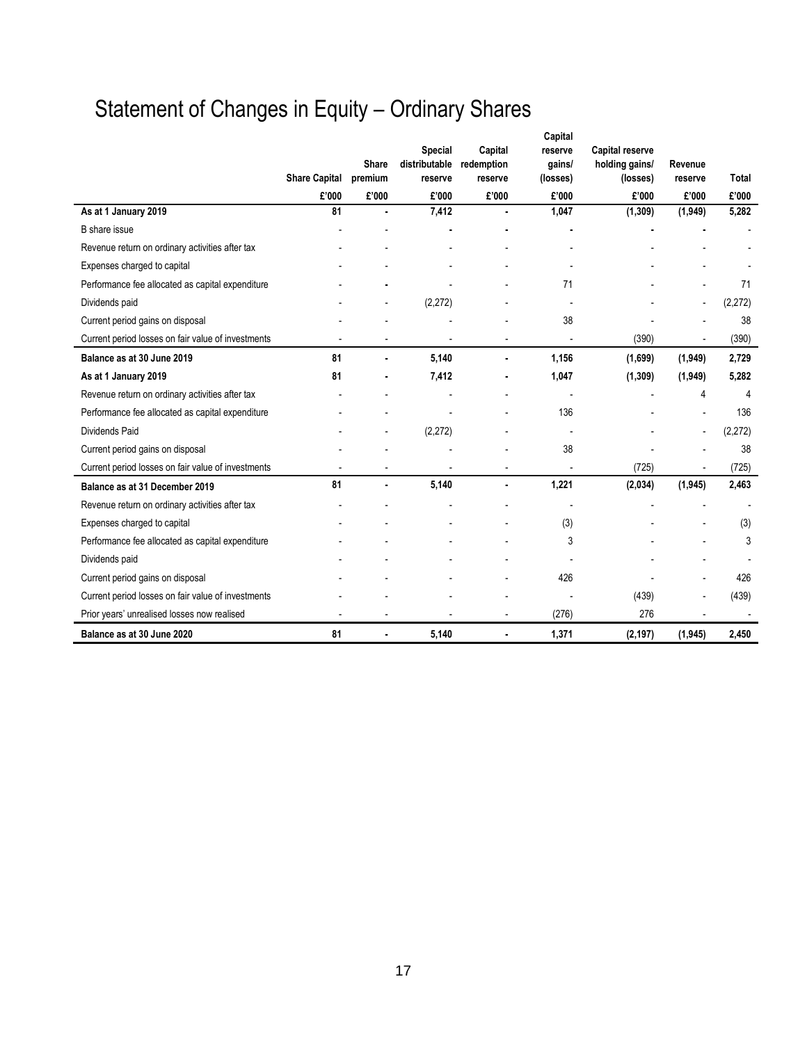# Statement of Changes in Equity – Ordinary Shares

| | Share Capital | Share premium | Special distributable reserve | Capital redemption reserve | Capital reserve gains/ (losses) | Capital reserve holding gains/ (losses) | Revenue reserve | Total |
|---|---|---|---|---|---|---|---|---|
| | £'000 | £'000 | £'000 | £'000 | £'000 | £'000 | £'000 | £'000 |
| **As at 1 January 2019** | **81** | **-** | **7,412** | **-** | **1,047** | **(1,309)** | **(1,949)** | **5,282** |
| B share issue | - | - | - | - | - | - | - | - |
| Revenue return on ordinary activities after tax | - | - | - | - | - | - | - | - |
| Expenses charged to capital | - | - | - | - | - | - | - | - |
| Performance fee allocated as capital expenditure | - | - | - | - | 71 | - | - | 71 |
| Dividends paid | - | - | (2,272) | - | - | - | - | (2,272) |
| Current period gains on disposal | - | - | - | - | 38 | - | - | 38 |
| Current period losses on fair value of investments | - | - | - | - | - | (390) | - | (390) |
| **Balance as at 30 June 2019** | **81** | **-** | **5,140** | **-** | **1,156** | **(1,699)** | **(1,949)** | **2,729** |
| **As at 1 January 2019** | **81** | **-** | **7,412** | **-** | **1,047** | **(1,309)** | **(1,949)** | **5,282** |
| Revenue return on ordinary activities after tax | - | - | - | - | - | - | 4 | 4 |
| Performance fee allocated as capital expenditure | - | - | - | - | 136 | - | - | 136 |
| Dividends Paid | - | - | (2,272) | - | - | - | - | (2,272) |
| Current period gains on disposal | - | - | - | - | 38 | - | - | 38 |
| Current period losses on fair value of investments | - | - | - | - | - | (725) | - | (725) |
| **Balance as at 31 December 2019** | **81** | **-** | **5,140** | **-** | **1,221** | **(2,034)** | **(1,945)** | **2,463** |
| Revenue return on ordinary activities after tax | - | - | - | - | - | - | - | - |
| Expenses charged to capital | - | - | - | - | (3) | - | - | (3) |
| Performance fee allocated as capital expenditure | - | - | - | - | 3 | - | - | 3 |
| Dividends paid | - | - | - | - | - | - | - | - |
| Current period gains on disposal | - | - | - | - | 426 | - | - | 426 |
| Current period losses on fair value of investments | - | - | - | - | - | (439) | - | (439) |
| Prior years' unrealised losses now realised | - | - | - | - | (276) | 276 | - | - |
| **Balance as at 30 June 2020** | **81** | **-** | **5,140** | **-** | **1,371** | **(2,197)** | **(1,945)** | **2,450** |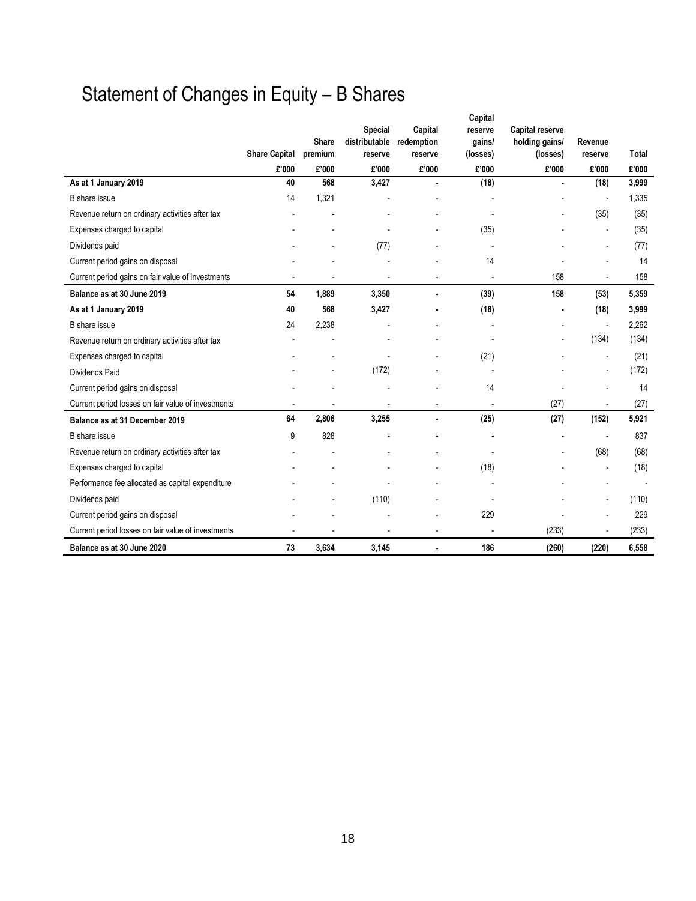# Statement of Changes in Equity – B Shares

| | Share Capital | Share premium | Special distributable reserve | Capital redemption reserve | Capital reserve gains/ (losses) | Capital reserve holding gains/ (losses) | Revenue reserve | Total |
|---|---|---|---|---|---|---|---|---|
| | £'000 | £'000 | £'000 | £'000 | £'000 | £'000 | £'000 | £'000 |
| **As at 1 January 2019** | **40** | **568** | **3,427** | **-** | **(18)** | **-** | **(18)** | **3,999** |
| B share issue | 14 | 1,321 | - | - | - | - | - | 1,335 |
| Revenue return on ordinary activities after tax | - | - | - | - | - | - | (35) | (35) |
| Expenses charged to capital | - | - | - | - | (35) | - | - | (35) |
| Dividends paid | - | - | (77) | - | - | - | - | (77) |
| Current period gains on disposal | - | - | - | - | 14 | - | - | 14 |
| Current period gains on fair value of investments | - | - | - | - | - | 158 | - | 158 |
| **Balance as at 30 June 2019** | **54** | **1,889** | **3,350** | **-** | **(39)** | **158** | **(53)** | **5,359** |
| **As at 1 January 2019** | **40** | **568** | **3,427** | **-** | **(18)** | **-** | **(18)** | **3,999** |
| B share issue | 24 | 2,238 | - | - | - | - | - | 2,262 |
| Revenue return on ordinary activities after tax | - | - | - | - | - | - | (134) | (134) |
| Expenses charged to capital | - | - | - | - | (21) | - | - | (21) |
| Dividends Paid | - | - | (172) | - | - | - | - | (172) |
| Current period gains on disposal | - | - | - | - | 14 | - | - | 14 |
| Current period losses on fair value of investments | - | - | - | - | - | (27) | - | (27) |
| **Balance as at 31 December 2019** | **64** | **2,806** | **3,255** | **-** | **(25)** | **(27)** | **(152)** | **5,921** |
| B share issue | 9 | 828 | - | - | - | - | - | 837 |
| Revenue return on ordinary activities after tax | - | - | - | - | - | - | (68) | (68) |
| Expenses charged to capital | - | - | - | - | (18) | - | - | (18) |
| Performance fee allocated as capital expenditure | - | - | - | - | - | - | - | - |
| Dividends paid | - | - | (110) | - | - | - | - | (110) |
| Current period gains on disposal | - | - | - | - | 229 | - | - | 229 |
| Current period losses on fair value of investments | - | - | - | - | - | (233) | - | (233) |
| **Balance as at 30 June 2020** | **73** | **3,634** | **3,145** | **-** | **186** | **(260)** | **(220)** | **6,558** |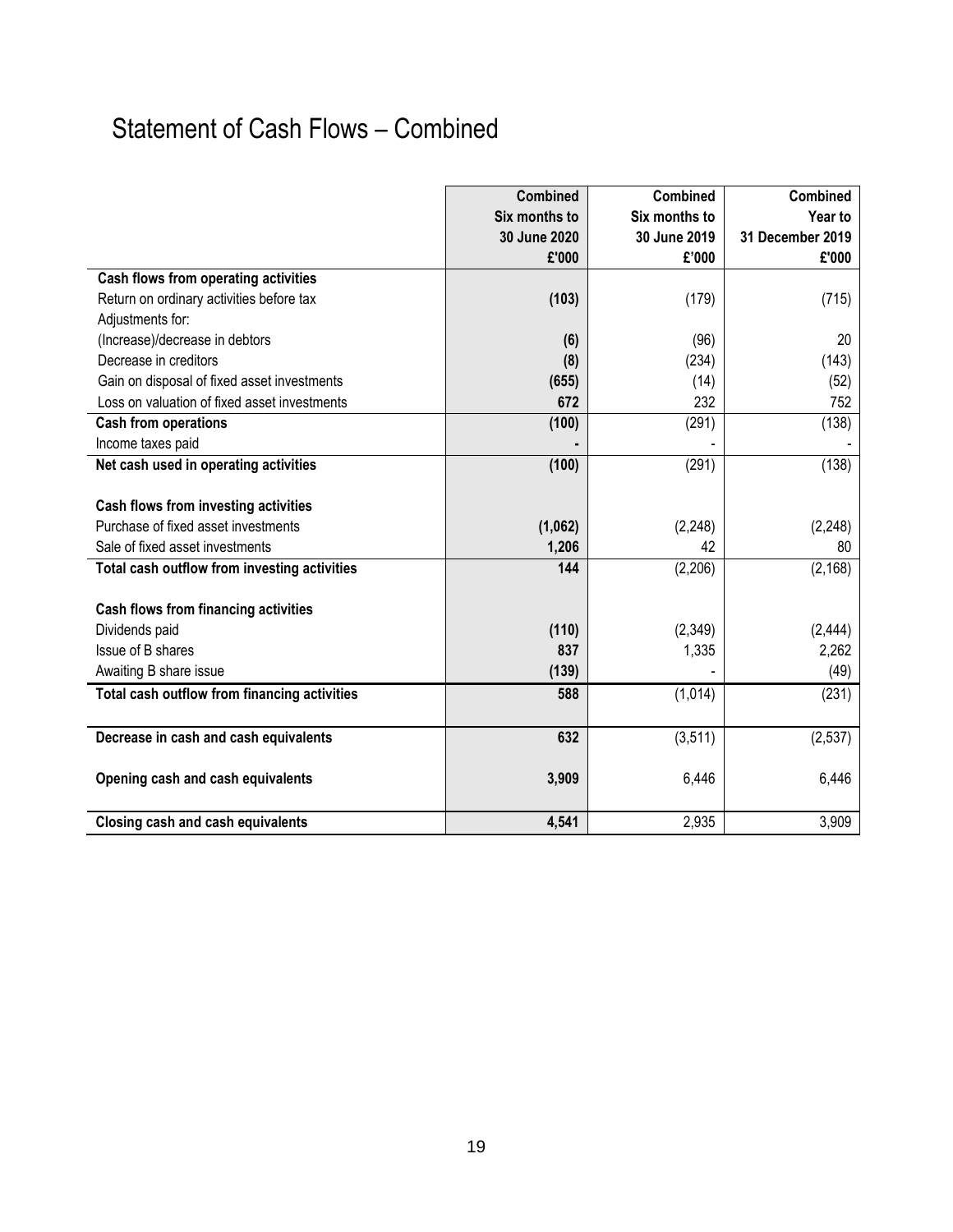# Statement of Cash Flows – Combined

| | Combined Six months to 30 June 2020 £'000 | Combined Six months to 30 June 2019 £'000 | Combined Year to 31 December 2019 £'000 |
|---|---|---|---|
| **Cash flows from operating activities** | | | |
| Return on ordinary activities before tax | **(103)** | (179) | (715) |
| Adjustments for: | | | |
| (Increase)/decrease in debtors | **(6)** | (96) | 20 |
| Decrease in creditors | **(8)** | (234) | (143) |
| Gain on disposal of fixed asset investments | **(655)** | (14) | (52) |
| Loss on valuation of fixed asset investments | **672** | 232 | 752 |
| **Cash from operations** | **(100)** | (291) | (138) |
| Income taxes paid | **-** | - | - |
| **Net cash used in operating activities** | **(100)** | (291) | (138) |
| | | | |
| **Cash flows from investing activities** | | | |
| Purchase of fixed asset investments | **(1,062)** | (2,248) | (2,248) |
| Sale of fixed asset investments | **1,206** | 42 | 80 |
| **Total cash outflow from investing activities** | **144** | (2,206) | (2,168) |
| | | | |
| **Cash flows from financing activities** | | | |
| Dividends paid | **(110)** | (2,349) | (2,444) |
| Issue of B shares | **837** | 1,335 | 2,262 |
| Awaiting B share issue | **(139)** | - | (49) |
| **Total cash outflow from financing activities** | **588** | (1,014) | (231) |
| | | | |
| **Decrease in cash and cash equivalents** | **632** | (3,511) | (2,537) |
| | | | |
| **Opening cash and cash equivalents** | **3,909** | 6,446 | 6,446 |
| | | | |
| **Closing cash and cash equivalents** | **4,541** | 2,935 | 3,909 |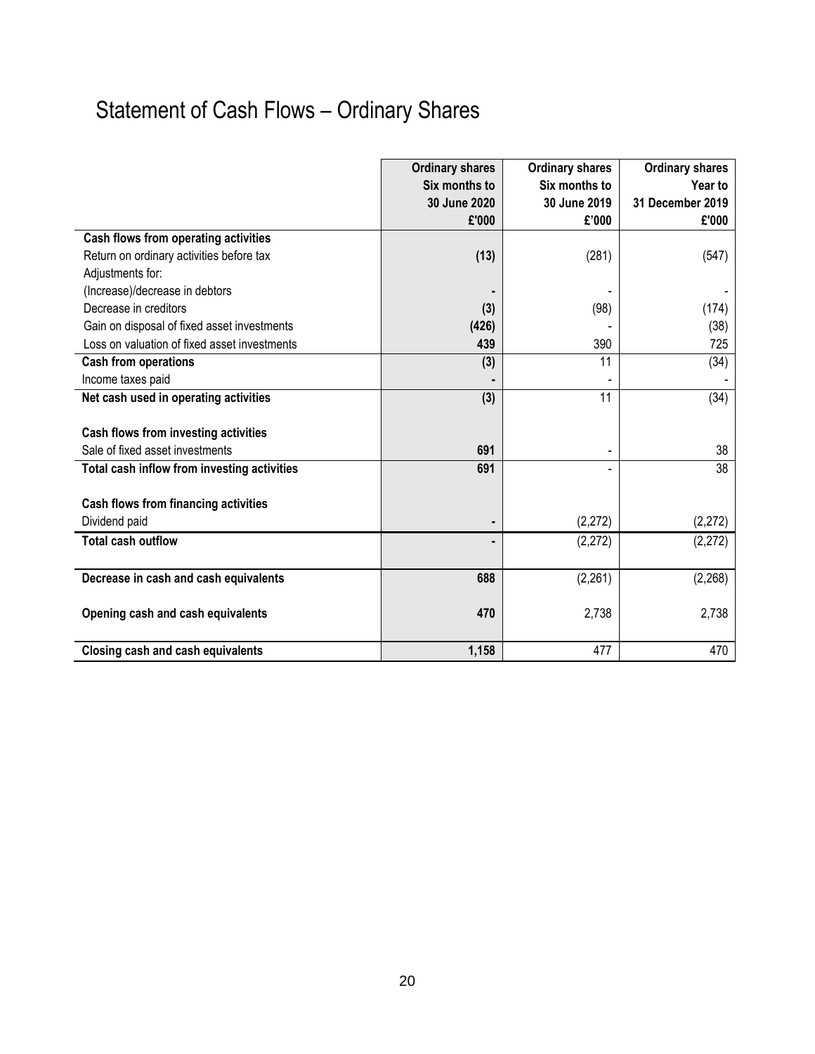# Statement of Cash Flows – Ordinary Shares

| | Ordinary shares Six months to 30 June 2020 £'000 | Ordinary shares Six months to 30 June 2019 £'000 | Ordinary shares Year to 31 December 2019 £'000 |
|---|---|---|---|
| **Cash flows from operating activities** | | | |
| Return on ordinary activities before tax | **(13)** | (281) | (547) |
| Adjustments for: | | | |
| (Increase)/decrease in debtors | **-** | - | - |
| Decrease in creditors | **(3)** | (98) | (174) |
| Gain on disposal of fixed asset investments | **(426)** | - | (38) |
| Loss on valuation of fixed asset investments | **439** | 390 | 725 |
| **Cash from operations** | **(3)** | 11 | (34) |
| Income taxes paid | **-** | - | - |
| **Net cash used in operating activities** | **(3)** | 11 | (34) |
| | | | |
| **Cash flows from investing activities** | | | |
| Sale of fixed asset investments | **691** | - | 38 |
| **Total cash inflow from investing activities** | **691** | - | 38 |
| | | | |
| **Cash flows from financing activities** | | | |
| Dividend paid | **-** | (2,272) | (2,272) |
| **Total cash outflow** | **-** | (2,272) | (2,272) |
| | | | |
| **Decrease in cash and cash equivalents** | **688** | (2,261) | (2,268) |
| | | | |
| **Opening cash and cash equivalents** | **470** | 2,738 | 2,738 |
| | | | |
| **Closing cash and cash equivalents** | **1,158** | 477 | 470 |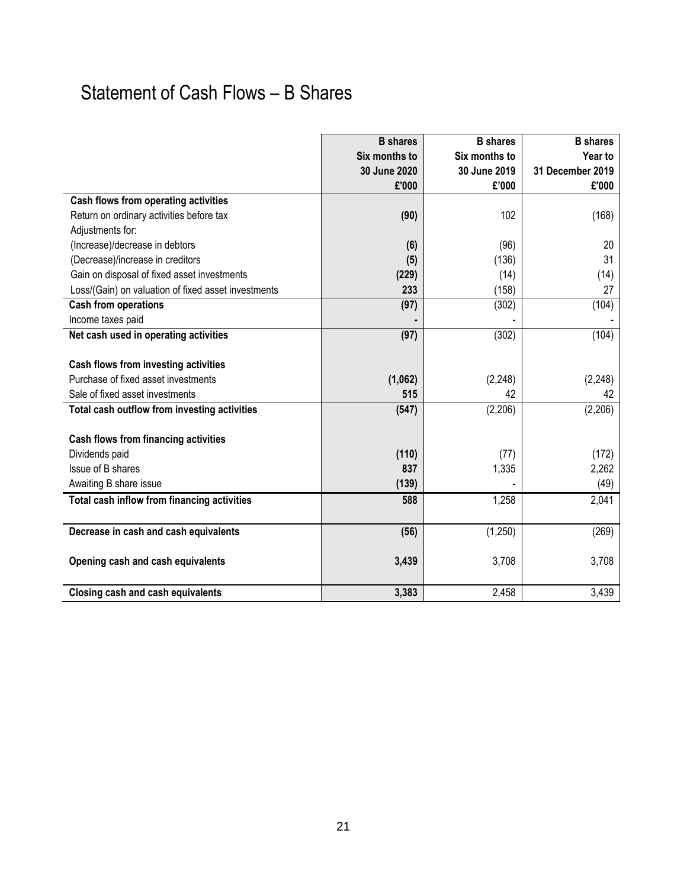# Statement of Cash Flows – B Shares

| | **B shares Six months to 30 June 2020 £'000** | **B shares Six months to 30 June 2019 £'000** | **B shares Year to 31 December 2019 £'000** |
|---|---|---|---|
| **Cash flows from operating activities** | | | |
| Return on ordinary activities before tax | **(90)** | 102 | (168) |
| Adjustments for: | | | |
| (Increase)/decrease in debtors | **(6)** | (96) | 20 |
| (Decrease)/increase in creditors | **(5)** | (136) | 31 |
| Gain on disposal of fixed asset investments | **(229)** | (14) | (14) |
| Loss/(Gain) on valuation of fixed asset investments | **233** | (158) | 27 |
| **Cash from operations** | **(97)** | (302) | (104) |
| Income taxes paid | **-** | - | - |
| **Net cash used in operating activities** | **(97)** | (302) | (104) |
| | | | |
| **Cash flows from investing activities** | | | |
| Purchase of fixed asset investments | **(1,062)** | (2,248) | (2,248) |
| Sale of fixed asset investments | **515** | 42 | 42 |
| **Total cash outflow from investing activities** | **(547)** | (2,206) | (2,206) |
| | | | |
| **Cash flows from financing activities** | | | |
| Dividends paid | **(110)** | (77) | (172) |
| Issue of B shares | **837** | 1,335 | 2,262 |
| Awaiting B share issue | **(139)** | - | (49) |
| **Total cash inflow from financing activities** | **588** | 1,258 | 2,041 |
| | | | |
| **Decrease in cash and cash equivalents** | **(56)** | (1,250) | (269) |
| | | | |
| **Opening cash and cash equivalents** | **3,439** | 3,708 | 3,708 |
| | | | |
| **Closing cash and cash equivalents** | **3,383** | 2,458 | 3,439 |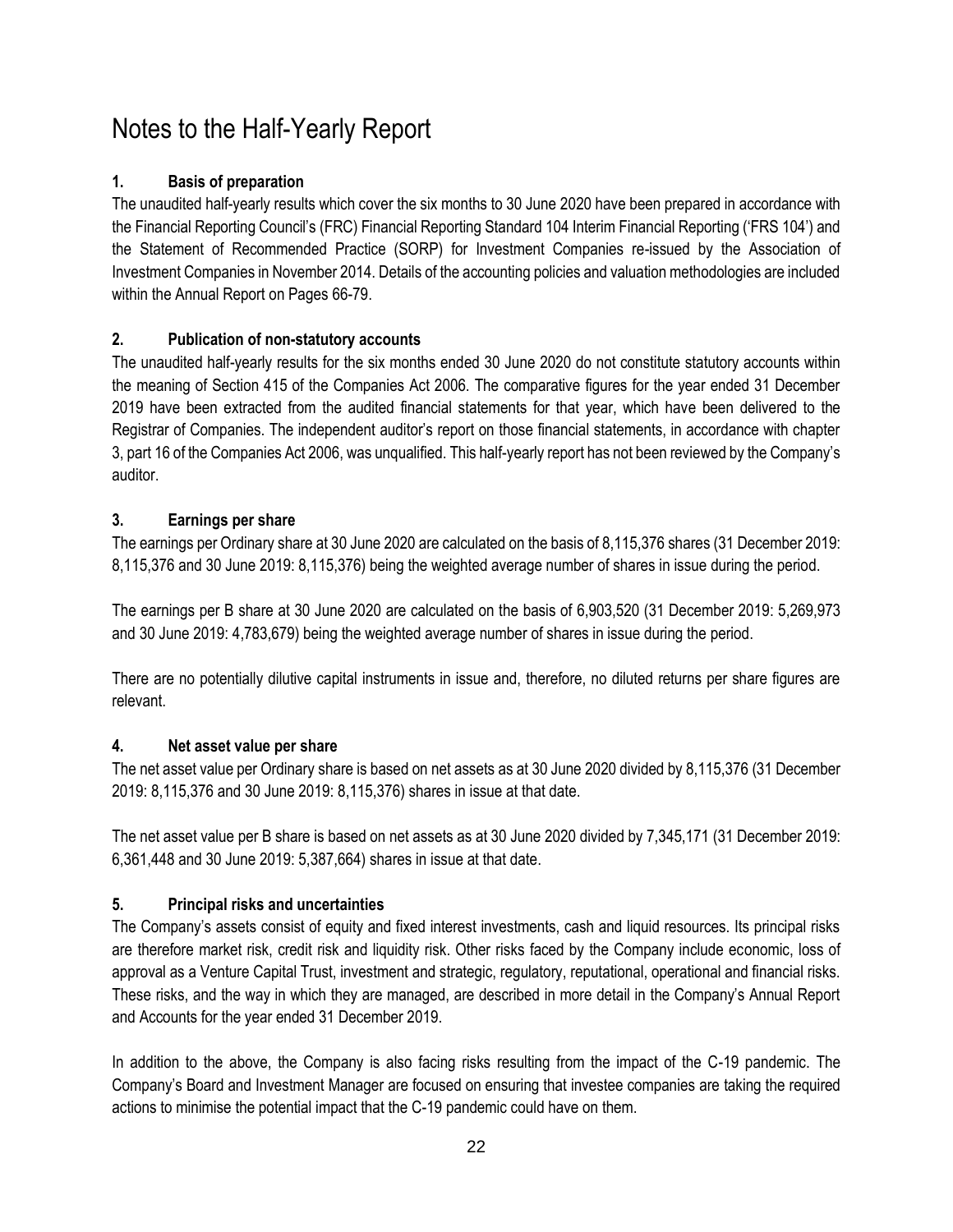# Notes to the Half-Yearly Report

## 1. Basis of preparation

The unaudited half-yearly results which cover the six months to 30 June 2020 have been prepared in accordance with the Financial Reporting Council's (FRC) Financial Reporting Standard 104 Interim Financial Reporting ('FRS 104') and the Statement of Recommended Practice (SORP) for Investment Companies re-issued by the Association of Investment Companies in November 2014. Details of the accounting policies and valuation methodologies are included within the Annual Report on Pages 66-79.

## 2. Publication of non-statutory accounts

The unaudited half-yearly results for the six months ended 30 June 2020 do not constitute statutory accounts within the meaning of Section 415 of the Companies Act 2006. The comparative figures for the year ended 31 December 2019 have been extracted from the audited financial statements for that year, which have been delivered to the Registrar of Companies. The independent auditor's report on those financial statements, in accordance with chapter 3, part 16 of the Companies Act 2006, was unqualified. This half-yearly report has not been reviewed by the Company's auditor.

## 3. Earnings per share

The earnings per Ordinary share at 30 June 2020 are calculated on the basis of 8,115,376 shares (31 December 2019: 8,115,376 and 30 June 2019: 8,115,376) being the weighted average number of shares in issue during the period.

The earnings per B share at 30 June 2020 are calculated on the basis of 6,903,520 (31 December 2019: 5,269,973 and 30 June 2019: 4,783,679) being the weighted average number of shares in issue during the period.

There are no potentially dilutive capital instruments in issue and, therefore, no diluted returns per share figures are relevant.

## 4. Net asset value per share

The net asset value per Ordinary share is based on net assets as at 30 June 2020 divided by 8,115,376 (31 December 2019: 8,115,376 and 30 June 2019: 8,115,376) shares in issue at that date.

The net asset value per B share is based on net assets as at 30 June 2020 divided by 7,345,171 (31 December 2019: 6,361,448 and 30 June 2019: 5,387,664) shares in issue at that date.

## 5. Principal risks and uncertainties

The Company's assets consist of equity and fixed interest investments, cash and liquid resources. Its principal risks are therefore market risk, credit risk and liquidity risk. Other risks faced by the Company include economic, loss of approval as a Venture Capital Trust, investment and strategic, regulatory, reputational, operational and financial risks. These risks, and the way in which they are managed, are described in more detail in the Company's Annual Report and Accounts for the year ended 31 December 2019.

In addition to the above, the Company is also facing risks resulting from the impact of the C-19 pandemic. The Company's Board and Investment Manager are focused on ensuring that investee companies are taking the required actions to minimise the potential impact that the C-19 pandemic could have on them.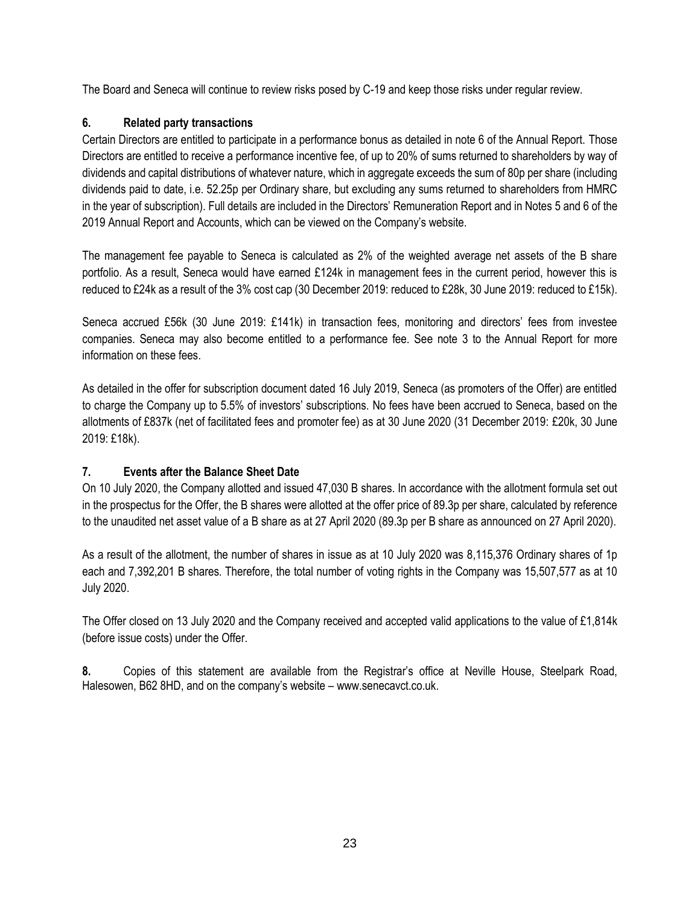The Board and Seneca will continue to review risks posed by C-19 and keep those risks under regular review.

## 6. Related party transactions

Certain Directors are entitled to participate in a performance bonus as detailed in note 6 of the Annual Report. Those Directors are entitled to receive a performance incentive fee, of up to 20% of sums returned to shareholders by way of dividends and capital distributions of whatever nature, which in aggregate exceeds the sum of 80p per share (including dividends paid to date, i.e. 52.25p per Ordinary share, but excluding any sums returned to shareholders from HMRC in the year of subscription). Full details are included in the Directors' Remuneration Report and in Notes 5 and 6 of the 2019 Annual Report and Accounts, which can be viewed on the Company's website.

The management fee payable to Seneca is calculated as 2% of the weighted average net assets of the B share portfolio. As a result, Seneca would have earned £124k in management fees in the current period, however this is reduced to £24k as a result of the 3% cost cap (30 December 2019: reduced to £28k, 30 June 2019: reduced to £15k).

Seneca accrued £56k (30 June 2019: £141k) in transaction fees, monitoring and directors' fees from investee companies. Seneca may also become entitled to a performance fee. See note 3 to the Annual Report for more information on these fees.

As detailed in the offer for subscription document dated 16 July 2019, Seneca (as promoters of the Offer) are entitled to charge the Company up to 5.5% of investors' subscriptions. No fees have been accrued to Seneca, based on the allotments of £837k (net of facilitated fees and promoter fee) as at 30 June 2020 (31 December 2019: £20k, 30 June 2019: £18k).

## 7. Events after the Balance Sheet Date

On 10 July 2020, the Company allotted and issued 47,030 B shares. In accordance with the allotment formula set out in the prospectus for the Offer, the B shares were allotted at the offer price of 89.3p per share, calculated by reference to the unaudited net asset value of a B share as at 27 April 2020 (89.3p per B share as announced on 27 April 2020).

As a result of the allotment, the number of shares in issue as at 10 July 2020 was 8,115,376 Ordinary shares of 1p each and 7,392,201 B shares. Therefore, the total number of voting rights in the Company was 15,507,577 as at 10 July 2020.

The Offer closed on 13 July 2020 and the Company received and accepted valid applications to the value of £1,814k (before issue costs) under the Offer.

**8.** Copies of this statement are available from the Registrar's office at Neville House, Steelpark Road, Halesowen, B62 8HD, and on the company's website – www.senecavct.co.uk.